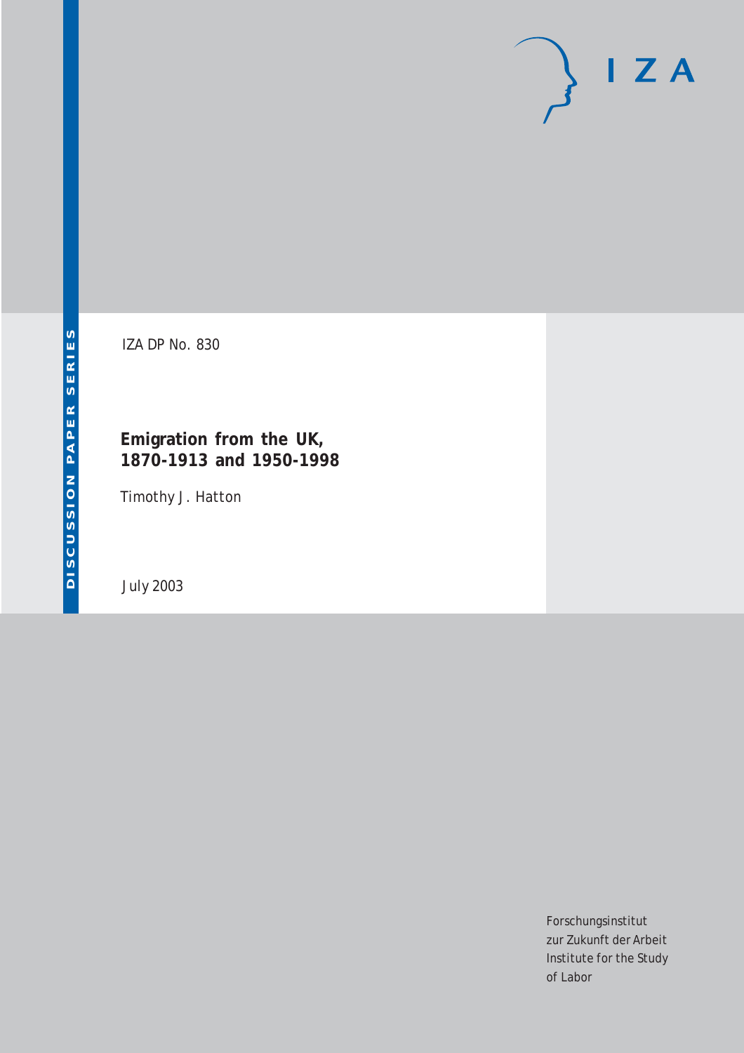DISCUSSION PAPER SERIES

IZA

IZA DP No. 830

# Emigration from the UK, 1870-1913 and 1950-1998

Timothy J. Hatton

July 2003

Forschungsinstitut
zur Zukunft der Arbeit
Institute for the Study
of Labor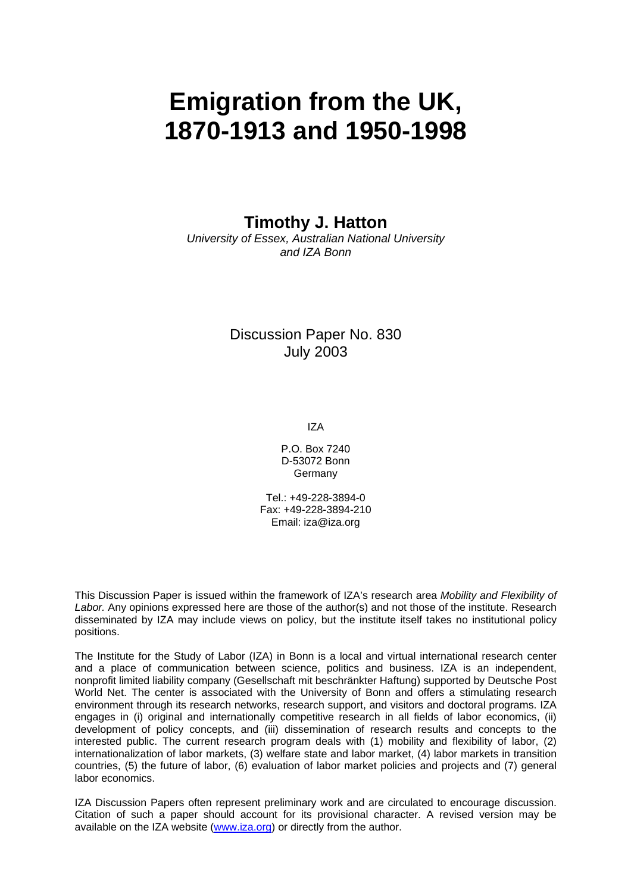# Emigration from the UK, 1870-1913 and 1950-1998

**Timothy J. Hatton**

*University of Essex, Australian National University and IZA Bonn*

Discussion Paper No. 830
July 2003

IZA

P.O. Box 7240
D-53072 Bonn
Germany

Tel.: +49-228-3894-0
Fax: +49-228-3894-210
Email: iza@iza.org

This Discussion Paper is issued within the framework of IZA's research area *Mobility and Flexibility of Labor.* Any opinions expressed here are those of the author(s) and not those of the institute. Research disseminated by IZA may include views on policy, but the institute itself takes no institutional policy positions.

The Institute for the Study of Labor (IZA) in Bonn is a local and virtual international research center and a place of communication between science, politics and business. IZA is an independent, nonprofit limited liability company (Gesellschaft mit beschränkter Haftung) supported by Deutsche Post World Net. The center is associated with the University of Bonn and offers a stimulating research environment through its research networks, research support, and visitors and doctoral programs. IZA engages in (i) original and internationally competitive research in all fields of labor economics, (ii) development of policy concepts, and (iii) dissemination of research results and concepts to the interested public. The current research program deals with (1) mobility and flexibility of labor, (2) internationalization of labor markets, (3) welfare state and labor market, (4) labor markets in transition countries, (5) the future of labor, (6) evaluation of labor market policies and projects and (7) general labor economics.

IZA Discussion Papers often represent preliminary work and are circulated to encourage discussion. Citation of such a paper should account for its provisional character. A revised version may be available on the IZA website (www.iza.org) or directly from the author.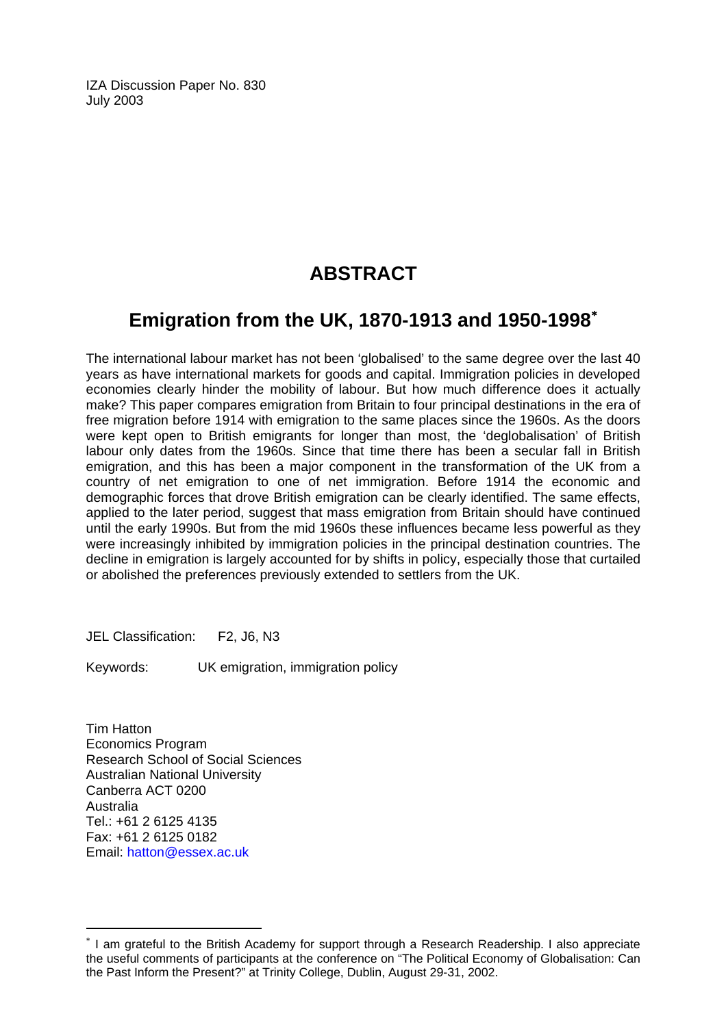IZA Discussion Paper No. 830
July 2003

# ABSTRACT

## Emigration from the UK, 1870-1913 and 1950-1998*

The international labour market has not been 'globalised' to the same degree over the last 40 years as have international markets for goods and capital. Immigration policies in developed economies clearly hinder the mobility of labour. But how much difference does it actually make? This paper compares emigration from Britain to four principal destinations in the era of free migration before 1914 with emigration to the same places since the 1960s. As the doors were kept open to British emigrants for longer than most, the 'deglobalisation' of British labour only dates from the 1960s. Since that time there has been a secular fall in British emigration, and this has been a major component in the transformation of the UK from a country of net emigration to one of net immigration. Before 1914 the economic and demographic forces that drove British emigration can be clearly identified. The same effects, applied to the later period, suggest that mass emigration from Britain should have continued until the early 1990s. But from the mid 1960s these influences became less powerful as they were increasingly inhibited by immigration policies in the principal destination countries. The decline in emigration is largely accounted for by shifts in policy, especially those that curtailed or abolished the preferences previously extended to settlers from the UK.

JEL Classification: F2, J6, N3

Keywords: UK emigration, immigration policy

Tim Hatton
Economics Program
Research School of Social Sciences
Australian National University
Canberra ACT 0200
Australia
Tel.: +61 2 6125 4135
Fax: +61 2 6125 0182
Email: hatton@essex.ac.uk

* I am grateful to the British Academy for support through a Research Readership. I also appreciate the useful comments of participants at the conference on "The Political Economy of Globalisation: Can the Past Inform the Present?" at Trinity College, Dublin, August 29-31, 2002.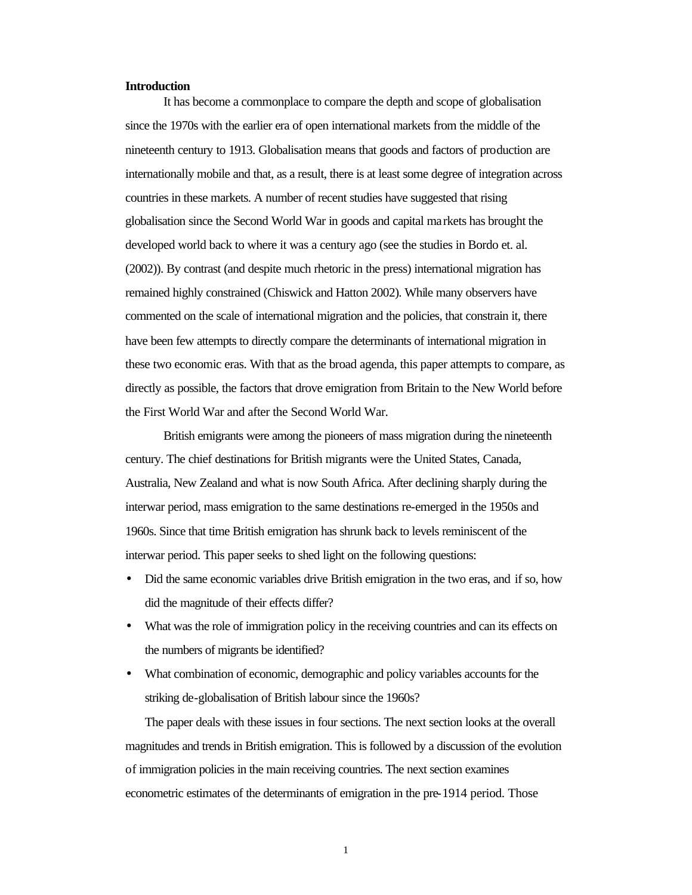**Introduction**

It has become a commonplace to compare the depth and scope of globalisation since the 1970s with the earlier era of open international markets from the middle of the nineteenth century to 1913. Globalisation means that goods and factors of production are internationally mobile and that, as a result, there is at least some degree of integration across countries in these markets. A number of recent studies have suggested that rising globalisation since the Second World War in goods and capital markets has brought the developed world back to where it was a century ago (see the studies in Bordo et. al. (2002)). By contrast (and despite much rhetoric in the press) international migration has remained highly constrained (Chiswick and Hatton 2002). While many observers have commented on the scale of international migration and the policies, that constrain it, there have been few attempts to directly compare the determinants of international migration in these two economic eras. With that as the broad agenda, this paper attempts to compare, as directly as possible, the factors that drove emigration from Britain to the New World before the First World War and after the Second World War.

British emigrants were among the pioneers of mass migration during the nineteenth century. The chief destinations for British migrants were the United States, Canada, Australia, New Zealand and what is now South Africa. After declining sharply during the interwar period, mass emigration to the same destinations re-emerged in the 1950s and 1960s. Since that time British emigration has shrunk back to levels reminiscent of the interwar period. This paper seeks to shed light on the following questions:

- Did the same economic variables drive British emigration in the two eras, and if so, how did the magnitude of their effects differ?
- What was the role of immigration policy in the receiving countries and can its effects on the numbers of migrants be identified?
- What combination of economic, demographic and policy variables accounts for the striking de-globalisation of British labour since the 1960s?

The paper deals with these issues in four sections. The next section looks at the overall magnitudes and trends in British emigration. This is followed by a discussion of the evolution of immigration policies in the main receiving countries. The next section examines econometric estimates of the determinants of emigration in the pre-1914 period. Those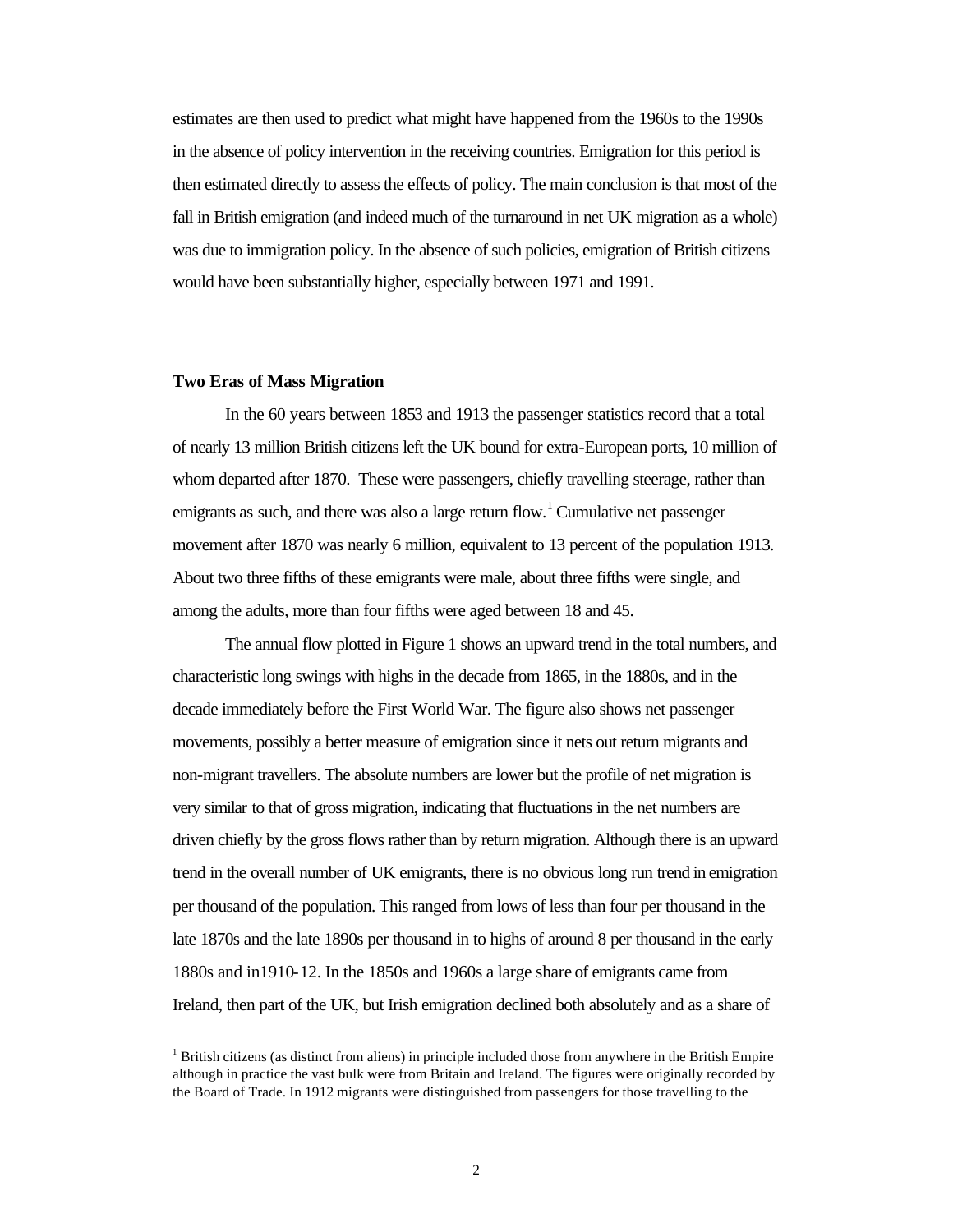estimates are then used to predict what might have happened from the 1960s to the 1990s in the absence of policy intervention in the receiving countries. Emigration for this period is then estimated directly to assess the effects of policy. The main conclusion is that most of the fall in British emigration (and indeed much of the turnaround in net UK migration as a whole) was due to immigration policy. In the absence of such policies, emigration of British citizens would have been substantially higher, especially between 1971 and 1991.

## Two Eras of Mass Migration

In the 60 years between 1853 and 1913 the passenger statistics record that a total of nearly 13 million British citizens left the UK bound for extra-European ports, 10 million of whom departed after 1870. These were passengers, chiefly travelling steerage, rather than emigrants as such, and there was also a large return flow.[1] Cumulative net passenger movement after 1870 was nearly 6 million, equivalent to 13 percent of the population 1913. About two three fifths of these emigrants were male, about three fifths were single, and among the adults, more than four fifths were aged between 18 and 45.

The annual flow plotted in Figure 1 shows an upward trend in the total numbers, and characteristic long swings with highs in the decade from 1865, in the 1880s, and in the decade immediately before the First World War. The figure also shows net passenger movements, possibly a better measure of emigration since it nets out return migrants and non-migrant travellers. The absolute numbers are lower but the profile of net migration is very similar to that of gross migration, indicating that fluctuations in the net numbers are driven chiefly by the gross flows rather than by return migration. Although there is an upward trend in the overall number of UK emigrants, there is no obvious long run trend in emigration per thousand of the population. This ranged from lows of less than four per thousand in the late 1870s and the late 1890s per thousand in to highs of around 8 per thousand in the early 1880s and in1910-12. In the 1850s and 1960s a large share of emigrants came from Ireland, then part of the UK, but Irish emigration declined both absolutely and as a share of

[1] British citizens (as distinct from aliens) in principle included those from anywhere in the British Empire although in practice the vast bulk were from Britain and Ireland. The figures were originally recorded by the Board of Trade. In 1912 migrants were distinguished from passengers for those travelling to the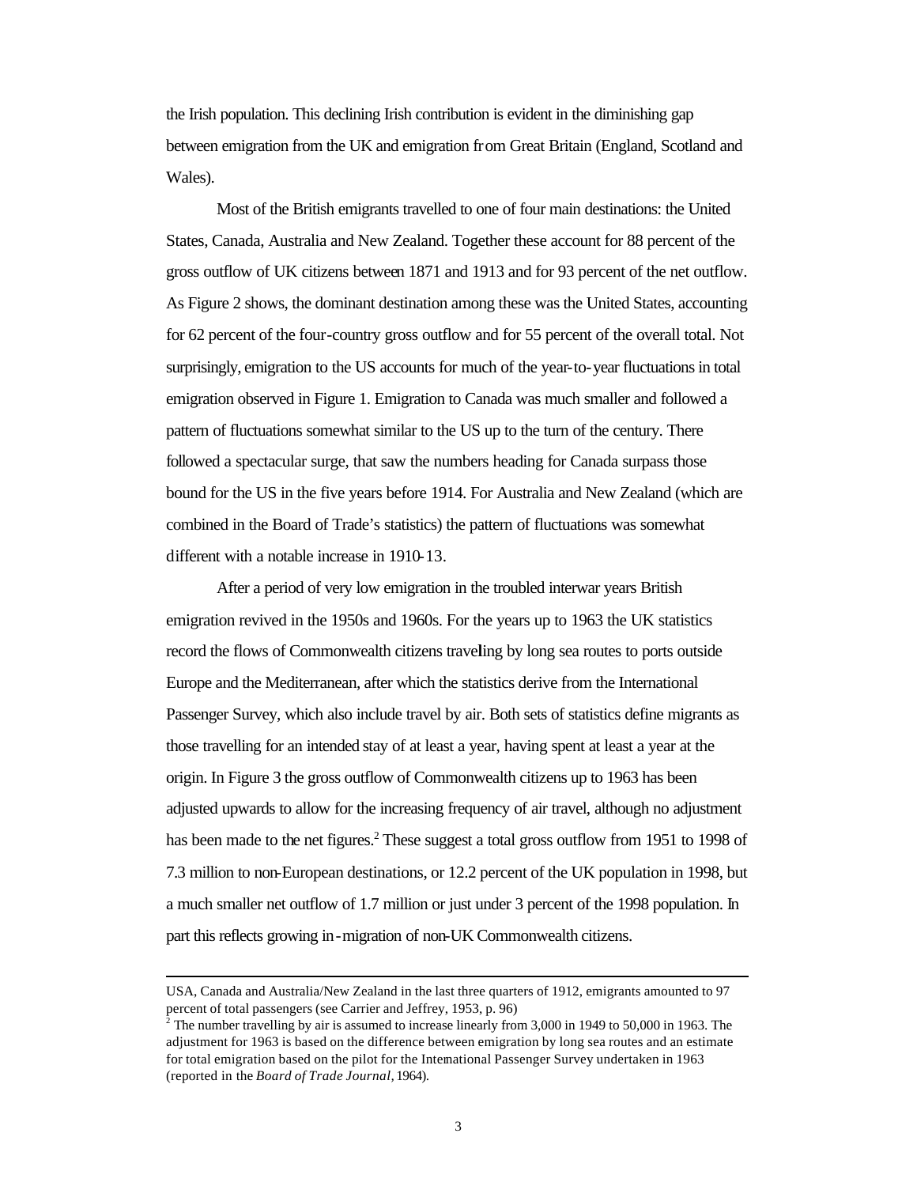the Irish population. This declining Irish contribution is evident in the diminishing gap between emigration from the UK and emigration from Great Britain (England, Scotland and Wales).

Most of the British emigrants travelled to one of four main destinations: the United States, Canada, Australia and New Zealand. Together these account for 88 percent of the gross outflow of UK citizens between 1871 and 1913 and for 93 percent of the net outflow. As Figure 2 shows, the dominant destination among these was the United States, accounting for 62 percent of the four-country gross outflow and for 55 percent of the overall total. Not surprisingly, emigration to the US accounts for much of the year-to-year fluctuations in total emigration observed in Figure 1. Emigration to Canada was much smaller and followed a pattern of fluctuations somewhat similar to the US up to the turn of the century. There followed a spectacular surge, that saw the numbers heading for Canada surpass those bound for the US in the five years before 1914. For Australia and New Zealand (which are combined in the Board of Trade's statistics) the pattern of fluctuations was somewhat different with a notable increase in 1910-13.

After a period of very low emigration in the troubled interwar years British emigration revived in the 1950s and 1960s. For the years up to 1963 the UK statistics record the flows of Commonwealth citizens traveling by long sea routes to ports outside Europe and the Mediterranean, after which the statistics derive from the International Passenger Survey, which also include travel by air. Both sets of statistics define migrants as those travelling for an intended stay of at least a year, having spent at least a year at the origin. In Figure 3 the gross outflow of Commonwealth citizens up to 1963 has been adjusted upwards to allow for the increasing frequency of air travel, although no adjustment has been made to the net figures.[2] These suggest a total gross outflow from 1951 to 1998 of 7.3 million to non-European destinations, or 12.2 percent of the UK population in 1998, but a much smaller net outflow of 1.7 million or just under 3 percent of the 1998 population. In part this reflects growing in-migration of non-UK Commonwealth citizens.

---

USA, Canada and Australia/New Zealand in the last three quarters of 1912, emigrants amounted to 97 percent of total passengers (see Carrier and Jeffrey, 1953, p. 96)

[2] The number travelling by air is assumed to increase linearly from 3,000 in 1949 to 50,000 in 1963. The adjustment for 1963 is based on the difference between emigration by long sea routes and an estimate for total emigration based on the pilot for the International Passenger Survey undertaken in 1963 (reported in the *Board of Trade Journal*, 1964).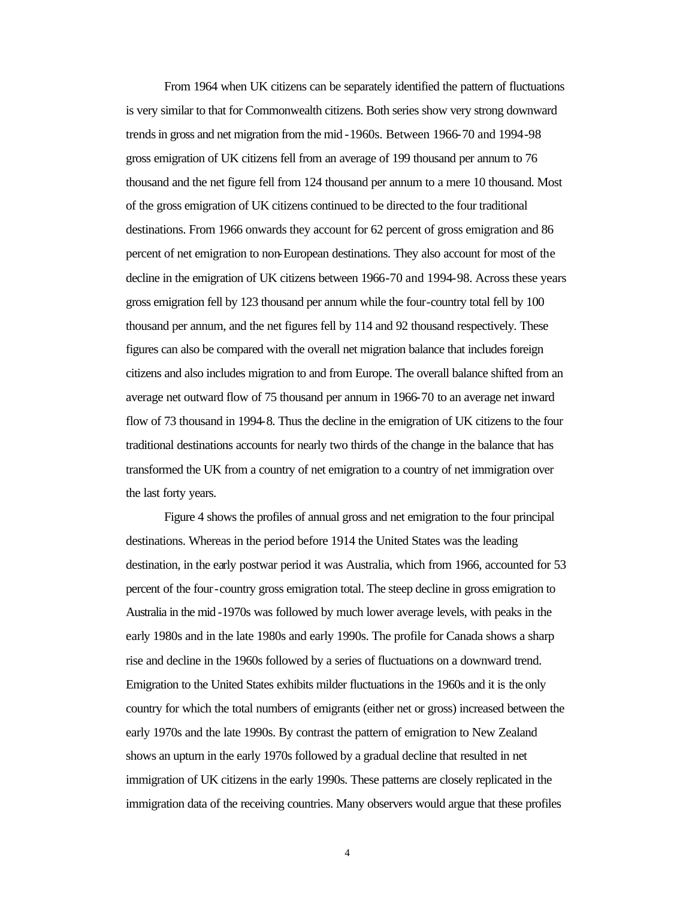From 1964 when UK citizens can be separately identified the pattern of fluctuations is very similar to that for Commonwealth citizens. Both series show very strong downward trends in gross and net migration from the mid-1960s. Between 1966-70 and 1994-98 gross emigration of UK citizens fell from an average of 199 thousand per annum to 76 thousand and the net figure fell from 124 thousand per annum to a mere 10 thousand. Most of the gross emigration of UK citizens continued to be directed to the four traditional destinations. From 1966 onwards they account for 62 percent of gross emigration and 86 percent of net emigration to non-European destinations. They also account for most of the decline in the emigration of UK citizens between 1966-70 and 1994-98. Across these years gross emigration fell by 123 thousand per annum while the four-country total fell by 100 thousand per annum, and the net figures fell by 114 and 92 thousand respectively. These figures can also be compared with the overall net migration balance that includes foreign citizens and also includes migration to and from Europe. The overall balance shifted from an average net outward flow of 75 thousand per annum in 1966-70 to an average net inward flow of 73 thousand in 1994-8. Thus the decline in the emigration of UK citizens to the four traditional destinations accounts for nearly two thirds of the change in the balance that has transformed the UK from a country of net emigration to a country of net immigration over the last forty years.

Figure 4 shows the profiles of annual gross and net emigration to the four principal destinations. Whereas in the period before 1914 the United States was the leading destination, in the early postwar period it was Australia, which from 1966, accounted for 53 percent of the four-country gross emigration total. The steep decline in gross emigration to Australia in the mid-1970s was followed by much lower average levels, with peaks in the early 1980s and in the late 1980s and early 1990s. The profile for Canada shows a sharp rise and decline in the 1960s followed by a series of fluctuations on a downward trend. Emigration to the United States exhibits milder fluctuations in the 1960s and it is the only country for which the total numbers of emigrants (either net or gross) increased between the early 1970s and the late 1990s. By contrast the pattern of emigration to New Zealand shows an upturn in the early 1970s followed by a gradual decline that resulted in net immigration of UK citizens in the early 1990s. These patterns are closely replicated in the immigration data of the receiving countries. Many observers would argue that these profiles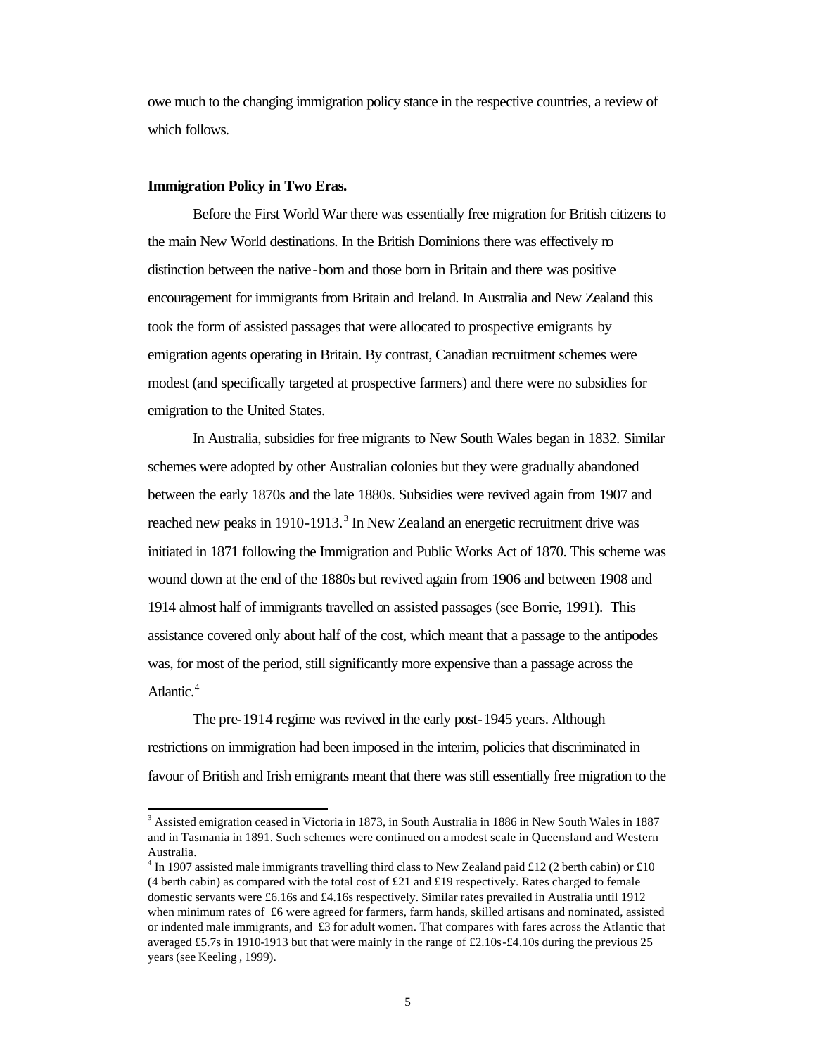owe much to the changing immigration policy stance in the respective countries, a review of which follows.

**Immigration Policy in Two Eras.**

Before the First World War there was essentially free migration for British citizens to the main New World destinations. In the British Dominions there was effectively no distinction between the native-born and those born in Britain and there was positive encouragement for immigrants from Britain and Ireland. In Australia and New Zealand this took the form of assisted passages that were allocated to prospective emigrants by emigration agents operating in Britain. By contrast, Canadian recruitment schemes were modest (and specifically targeted at prospective farmers) and there were no subsidies for emigration to the United States.

In Australia, subsidies for free migrants to New South Wales began in 1832. Similar schemes were adopted by other Australian colonies but they were gradually abandoned between the early 1870s and the late 1880s. Subsidies were revived again from 1907 and reached new peaks in 1910-1913.[3] In New Zealand an energetic recruitment drive was initiated in 1871 following the Immigration and Public Works Act of 1870. This scheme was wound down at the end of the 1880s but revived again from 1906 and between 1908 and 1914 almost half of immigrants travelled on assisted passages (see Borrie, 1991). This assistance covered only about half of the cost, which meant that a passage to the antipodes was, for most of the period, still significantly more expensive than a passage across the Atlantic.[4]

The pre-1914 regime was revived in the early post-1945 years. Although restrictions on immigration had been imposed in the interim, policies that discriminated in favour of British and Irish emigrants meant that there was still essentially free migration to the

---

[3] Assisted emigration ceased in Victoria in 1873, in South Australia in 1886 in New South Wales in 1887 and in Tasmania in 1891. Such schemes were continued on a modest scale in Queensland and Western Australia.

[4] In 1907 assisted male immigrants travelling third class to New Zealand paid £12 (2 berth cabin) or £10 (4 berth cabin) as compared with the total cost of £21 and £19 respectively. Rates charged to female domestic servants were £6.16s and £4.16s respectively. Similar rates prevailed in Australia until 1912 when minimum rates of £6 were agreed for farmers, farm hands, skilled artisans and nominated, assisted or indented male immigrants, and £3 for adult women. That compares with fares across the Atlantic that averaged £5.7s in 1910-1913 but that were mainly in the range of £2.10s-£4.10s during the previous 25 years (see Keeling, 1999).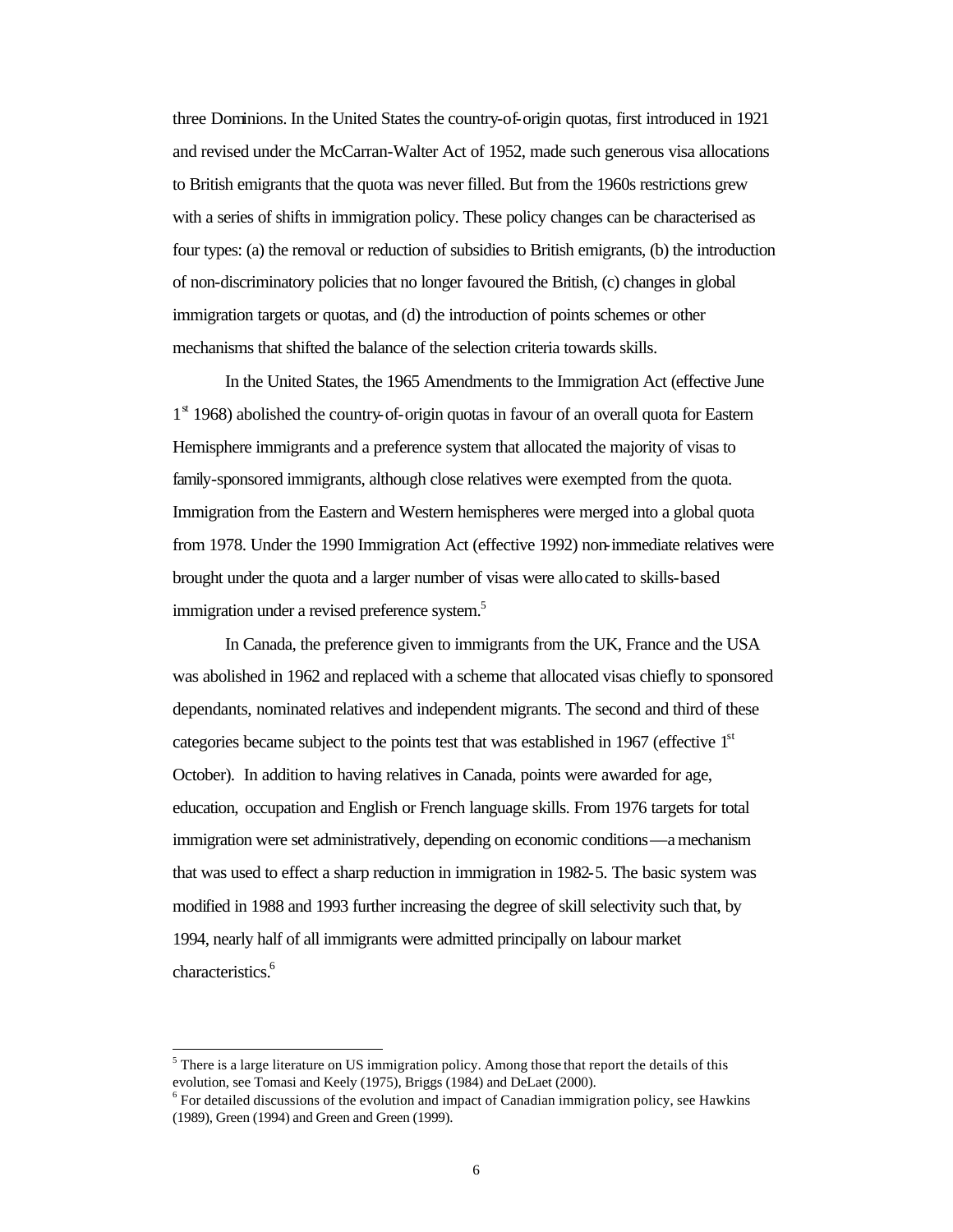three Dominions. In the United States the country-of-origin quotas, first introduced in 1921 and revised under the McCarran-Walter Act of 1952, made such generous visa allocations to British emigrants that the quota was never filled. But from the 1960s restrictions grew with a series of shifts in immigration policy. These policy changes can be characterised as four types: (a) the removal or reduction of subsidies to British emigrants, (b) the introduction of non-discriminatory policies that no longer favoured the British, (c) changes in global immigration targets or quotas, and (d) the introduction of points schemes or other mechanisms that shifted the balance of the selection criteria towards skills.

In the United States, the 1965 Amendments to the Immigration Act (effective June 1st 1968) abolished the country-of-origin quotas in favour of an overall quota for Eastern Hemisphere immigrants and a preference system that allocated the majority of visas to family-sponsored immigrants, although close relatives were exempted from the quota. Immigration from the Eastern and Western hemispheres were merged into a global quota from 1978. Under the 1990 Immigration Act (effective 1992) non-immediate relatives were brought under the quota and a larger number of visas were allocated to skills-based immigration under a revised preference system.[5]

In Canada, the preference given to immigrants from the UK, France and the USA was abolished in 1962 and replaced with a scheme that allocated visas chiefly to sponsored dependants, nominated relatives and independent migrants. The second and third of these categories became subject to the points test that was established in 1967 (effective 1st October). In addition to having relatives in Canada, points were awarded for age, education, occupation and English or French language skills. From 1976 targets for total immigration were set administratively, depending on economic conditions—a mechanism that was used to effect a sharp reduction in immigration in 1982-5. The basic system was modified in 1988 and 1993 further increasing the degree of skill selectivity such that, by 1994, nearly half of all immigrants were admitted principally on labour market characteristics.[6]

[5] There is a large literature on US immigration policy. Among those that report the details of this evolution, see Tomasi and Keely (1975), Briggs (1984) and DeLaet (2000).

[6] For detailed discussions of the evolution and impact of Canadian immigration policy, see Hawkins (1989), Green (1994) and Green and Green (1999).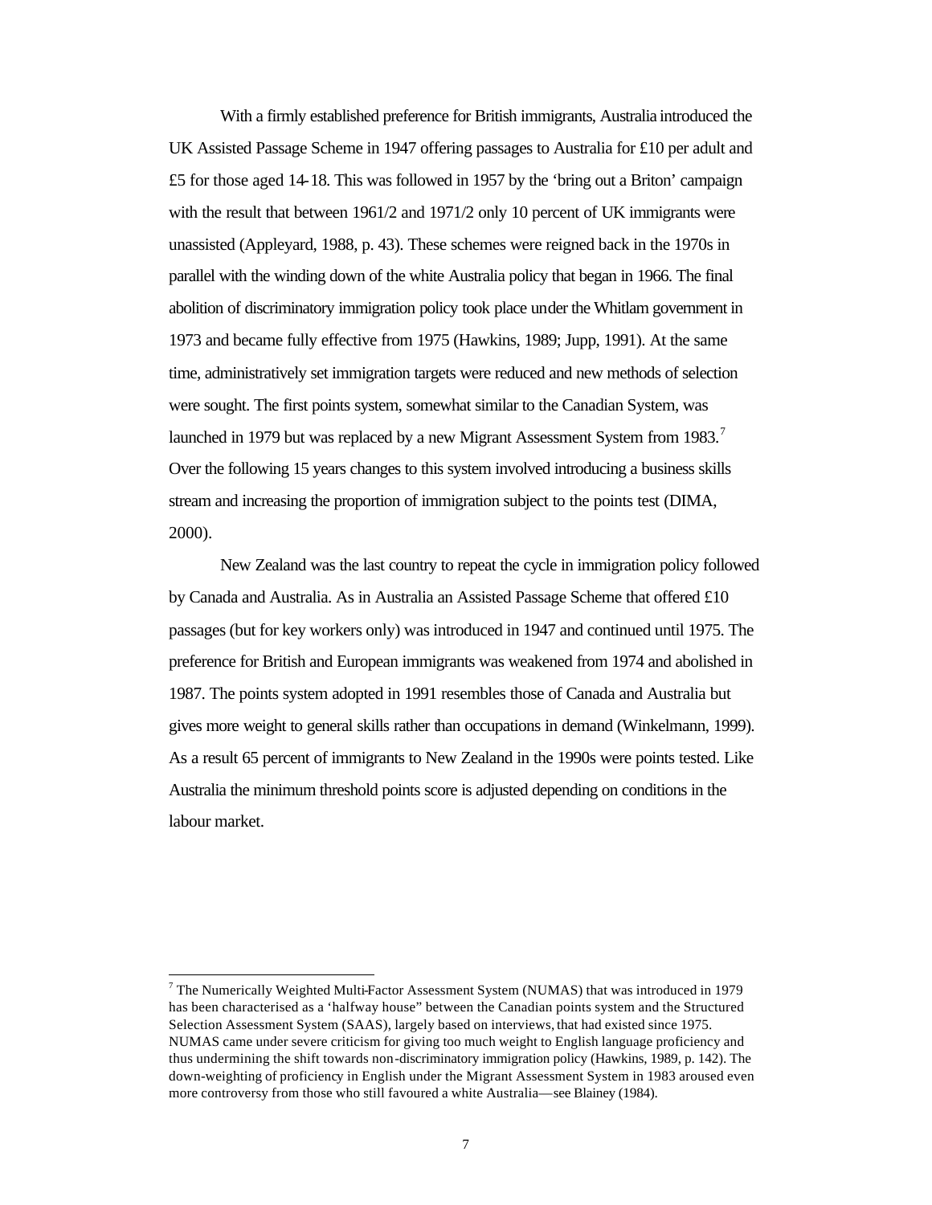With a firmly established preference for British immigrants, Australia introduced the UK Assisted Passage Scheme in 1947 offering passages to Australia for £10 per adult and £5 for those aged 14-18. This was followed in 1957 by the 'bring out a Briton' campaign with the result that between 1961/2 and 1971/2 only 10 percent of UK immigrants were unassisted (Appleyard, 1988, p. 43). These schemes were reigned back in the 1970s in parallel with the winding down of the white Australia policy that began in 1966. The final abolition of discriminatory immigration policy took place under the Whitlam government in 1973 and became fully effective from 1975 (Hawkins, 1989; Jupp, 1991). At the same time, administratively set immigration targets were reduced and new methods of selection were sought. The first points system, somewhat similar to the Canadian System, was launched in 1979 but was replaced by a new Migrant Assessment System from 1983.[7] Over the following 15 years changes to this system involved introducing a business skills stream and increasing the proportion of immigration subject to the points test (DIMA, 2000).

New Zealand was the last country to repeat the cycle in immigration policy followed by Canada and Australia. As in Australia an Assisted Passage Scheme that offered £10 passages (but for key workers only) was introduced in 1947 and continued until 1975. The preference for British and European immigrants was weakened from 1974 and abolished in 1987. The points system adopted in 1991 resembles those of Canada and Australia but gives more weight to general skills rather than occupations in demand (Winkelmann, 1999). As a result 65 percent of immigrants to New Zealand in the 1990s were points tested. Like Australia the minimum threshold points score is adjusted depending on conditions in the labour market.

---

[7] The Numerically Weighted Multi-Factor Assessment System (NUMAS) that was introduced in 1979 has been characterised as a 'halfway house" between the Canadian points system and the Structured Selection Assessment System (SAAS), largely based on interviews, that had existed since 1975. NUMAS came under severe criticism for giving too much weight to English language proficiency and thus undermining the shift towards non-discriminatory immigration policy (Hawkins, 1989, p. 142). The down-weighting of proficiency in English under the Migrant Assessment System in 1983 aroused even more controversy from those who still favoured a white Australia—see Blainey (1984).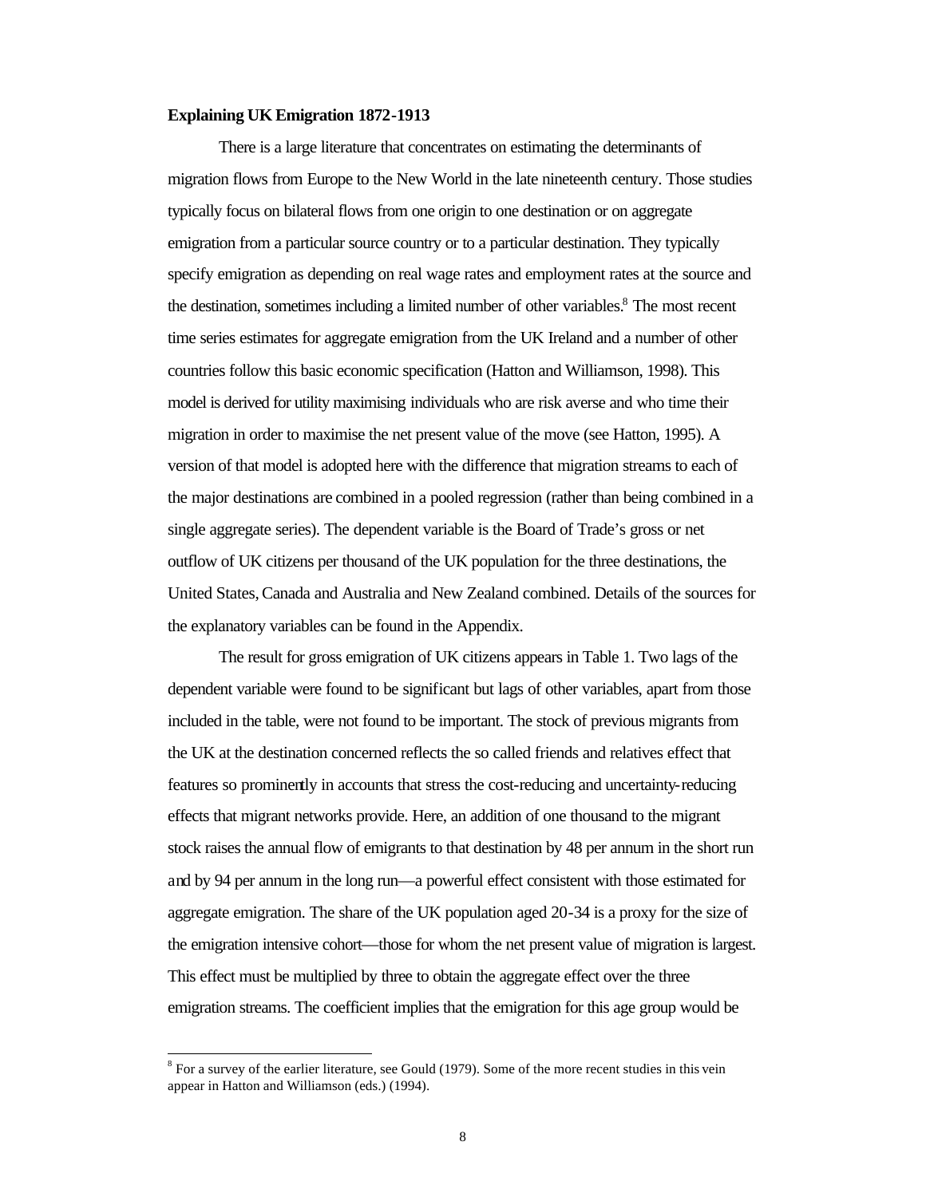**Explaining UK Emigration 1872-1913**

There is a large literature that concentrates on estimating the determinants of migration flows from Europe to the New World in the late nineteenth century. Those studies typically focus on bilateral flows from one origin to one destination or on aggregate emigration from a particular source country or to a particular destination. They typically specify emigration as depending on real wage rates and employment rates at the source and the destination, sometimes including a limited number of other variables.[8] The most recent time series estimates for aggregate emigration from the UK Ireland and a number of other countries follow this basic economic specification (Hatton and Williamson, 1998). This model is derived for utility maximising individuals who are risk averse and who time their migration in order to maximise the net present value of the move (see Hatton, 1995). A version of that model is adopted here with the difference that migration streams to each of the major destinations are combined in a pooled regression (rather than being combined in a single aggregate series). The dependent variable is the Board of Trade's gross or net outflow of UK citizens per thousand of the UK population for the three destinations, the United States, Canada and Australia and New Zealand combined. Details of the sources for the explanatory variables can be found in the Appendix.

The result for gross emigration of UK citizens appears in Table 1. Two lags of the dependent variable were found to be significant but lags of other variables, apart from those included in the table, were not found to be important. The stock of previous migrants from the UK at the destination concerned reflects the so called friends and relatives effect that features so prominently in accounts that stress the cost-reducing and uncertainty-reducing effects that migrant networks provide. Here, an addition of one thousand to the migrant stock raises the annual flow of emigrants to that destination by 48 per annum in the short run and by 94 per annum in the long run—a powerful effect consistent with those estimated for aggregate emigration. The share of the UK population aged 20-34 is a proxy for the size of the emigration intensive cohort—those for whom the net present value of migration is largest. This effect must be multiplied by three to obtain the aggregate effect over the three emigration streams. The coefficient implies that the emigration for this age group would be

[8] For a survey of the earlier literature, see Gould (1979). Some of the more recent studies in this vein appear in Hatton and Williamson (eds.) (1994).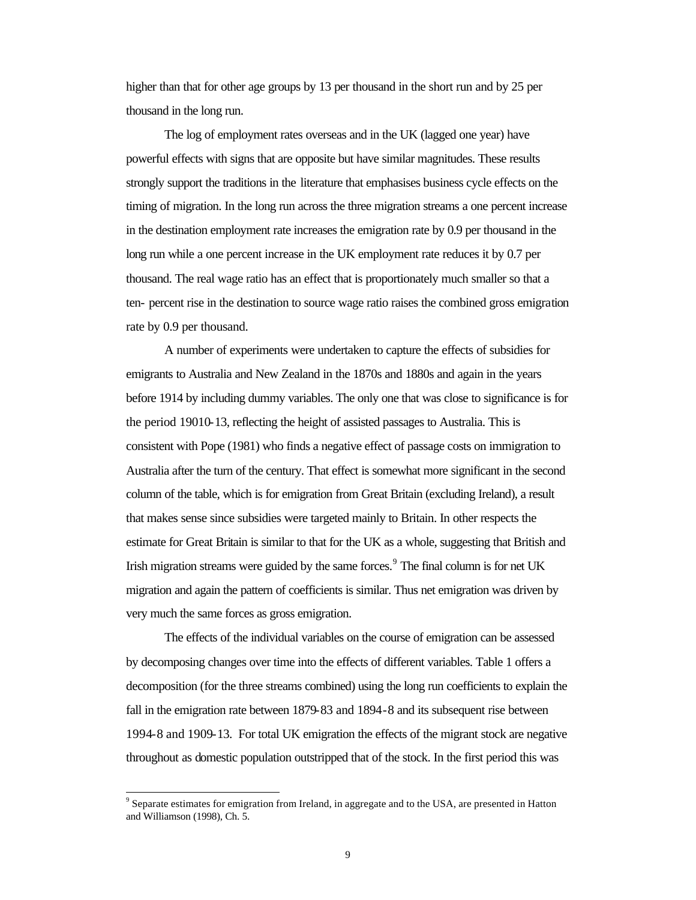higher than that for other age groups by 13 per thousand in the short run and by 25 per thousand in the long run.

The log of employment rates overseas and in the UK (lagged one year) have powerful effects with signs that are opposite but have similar magnitudes. These results strongly support the traditions in the literature that emphasises business cycle effects on the timing of migration. In the long run across the three migration streams a one percent increase in the destination employment rate increases the emigration rate by 0.9 per thousand in the long run while a one percent increase in the UK employment rate reduces it by 0.7 per thousand. The real wage ratio has an effect that is proportionately much smaller so that a ten- percent rise in the destination to source wage ratio raises the combined gross emigration rate by 0.9 per thousand.

A number of experiments were undertaken to capture the effects of subsidies for emigrants to Australia and New Zealand in the 1870s and 1880s and again in the years before 1914 by including dummy variables. The only one that was close to significance is for the period 19010-13, reflecting the height of assisted passages to Australia. This is consistent with Pope (1981) who finds a negative effect of passage costs on immigration to Australia after the turn of the century. That effect is somewhat more significant in the second column of the table, which is for emigration from Great Britain (excluding Ireland), a result that makes sense since subsidies were targeted mainly to Britain. In other respects the estimate for Great Britain is similar to that for the UK as a whole, suggesting that British and Irish migration streams were guided by the same forces.[9] The final column is for net UK migration and again the pattern of coefficients is similar. Thus net emigration was driven by very much the same forces as gross emigration.

The effects of the individual variables on the course of emigration can be assessed by decomposing changes over time into the effects of different variables. Table 1 offers a decomposition (for the three streams combined) using the long run coefficients to explain the fall in the emigration rate between 1879-83 and 1894-8 and its subsequent rise between 1994-8 and 1909-13. For total UK emigration the effects of the migrant stock are negative throughout as domestic population outstripped that of the stock. In the first period this was

[9] Separate estimates for emigration from Ireland, in aggregate and to the USA, are presented in Hatton and Williamson (1998), Ch. 5.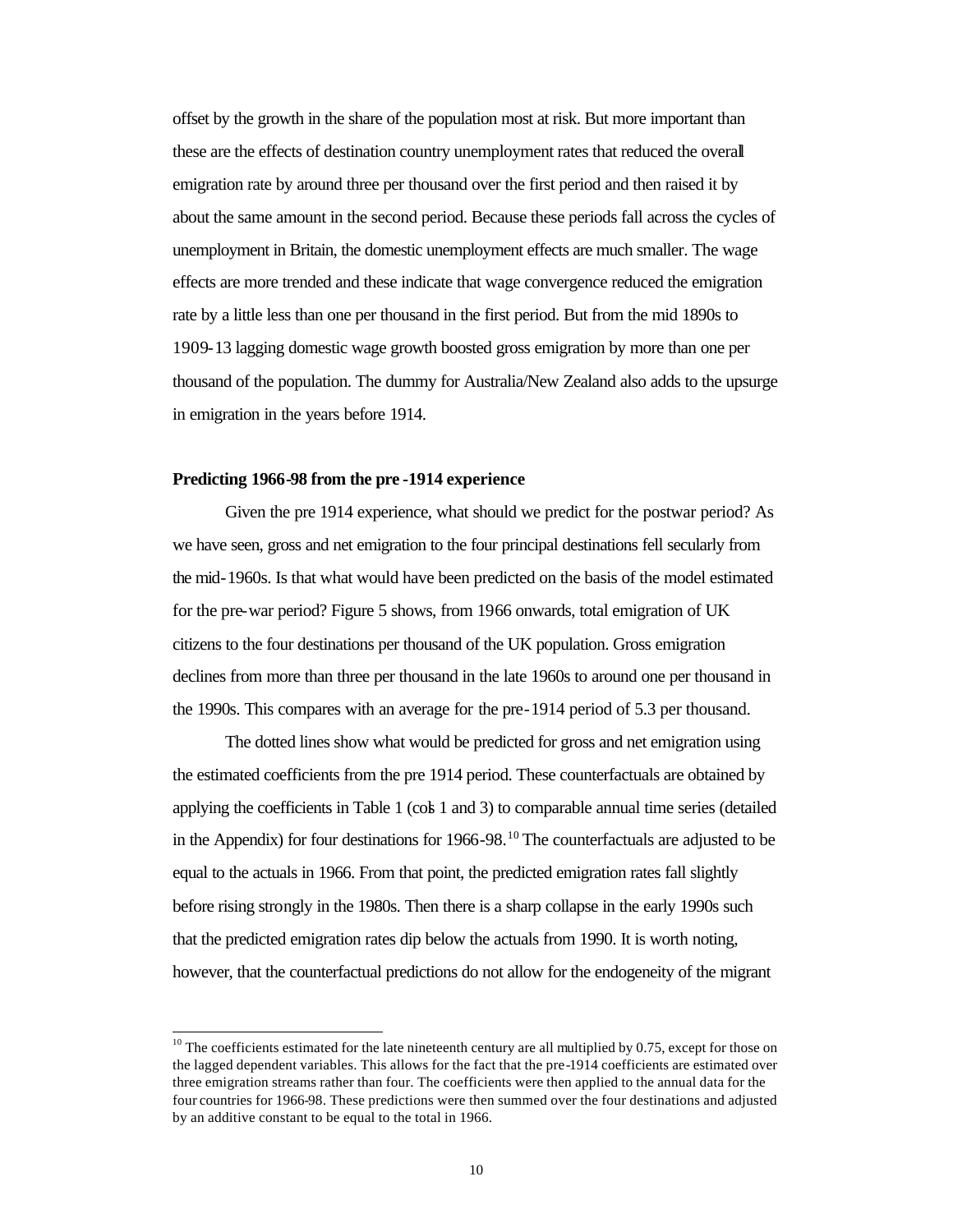offset by the growth in the share of the population most at risk. But more important than these are the effects of destination country unemployment rates that reduced the overall emigration rate by around three per thousand over the first period and then raised it by about the same amount in the second period. Because these periods fall across the cycles of unemployment in Britain, the domestic unemployment effects are much smaller. The wage effects are more trended and these indicate that wage convergence reduced the emigration rate by a little less than one per thousand in the first period. But from the mid 1890s to 1909-13 lagging domestic wage growth boosted gross emigration by more than one per thousand of the population. The dummy for Australia/New Zealand also adds to the upsurge in emigration in the years before 1914.

**Predicting 1966-98 from the pre-1914 experience**

Given the pre 1914 experience, what should we predict for the postwar period? As we have seen, gross and net emigration to the four principal destinations fell secularly from the mid-1960s. Is that what would have been predicted on the basis of the model estimated for the pre-war period? Figure 5 shows, from 1966 onwards, total emigration of UK citizens to the four destinations per thousand of the UK population. Gross emigration declines from more than three per thousand in the late 1960s to around one per thousand in the 1990s. This compares with an average for the pre-1914 period of 5.3 per thousand.

The dotted lines show what would be predicted for gross and net emigration using the estimated coefficients from the pre 1914 period. These counterfactuals are obtained by applying the coefficients in Table 1 (cols 1 and 3) to comparable annual time series (detailed in the Appendix) for four destinations for 1966-98.[10] The counterfactuals are adjusted to be equal to the actuals in 1966. From that point, the predicted emigration rates fall slightly before rising strongly in the 1980s. Then there is a sharp collapse in the early 1990s such that the predicted emigration rates dip below the actuals from 1990. It is worth noting, however, that the counterfactual predictions do not allow for the endogeneity of the migrant

---

[10] The coefficients estimated for the late nineteenth century are all multiplied by 0.75, except for those on the lagged dependent variables. This allows for the fact that the pre-1914 coefficients are estimated over three emigration streams rather than four. The coefficients were then applied to the annual data for the four countries for 1966-98. These predictions were then summed over the four destinations and adjusted by an additive constant to be equal to the total in 1966.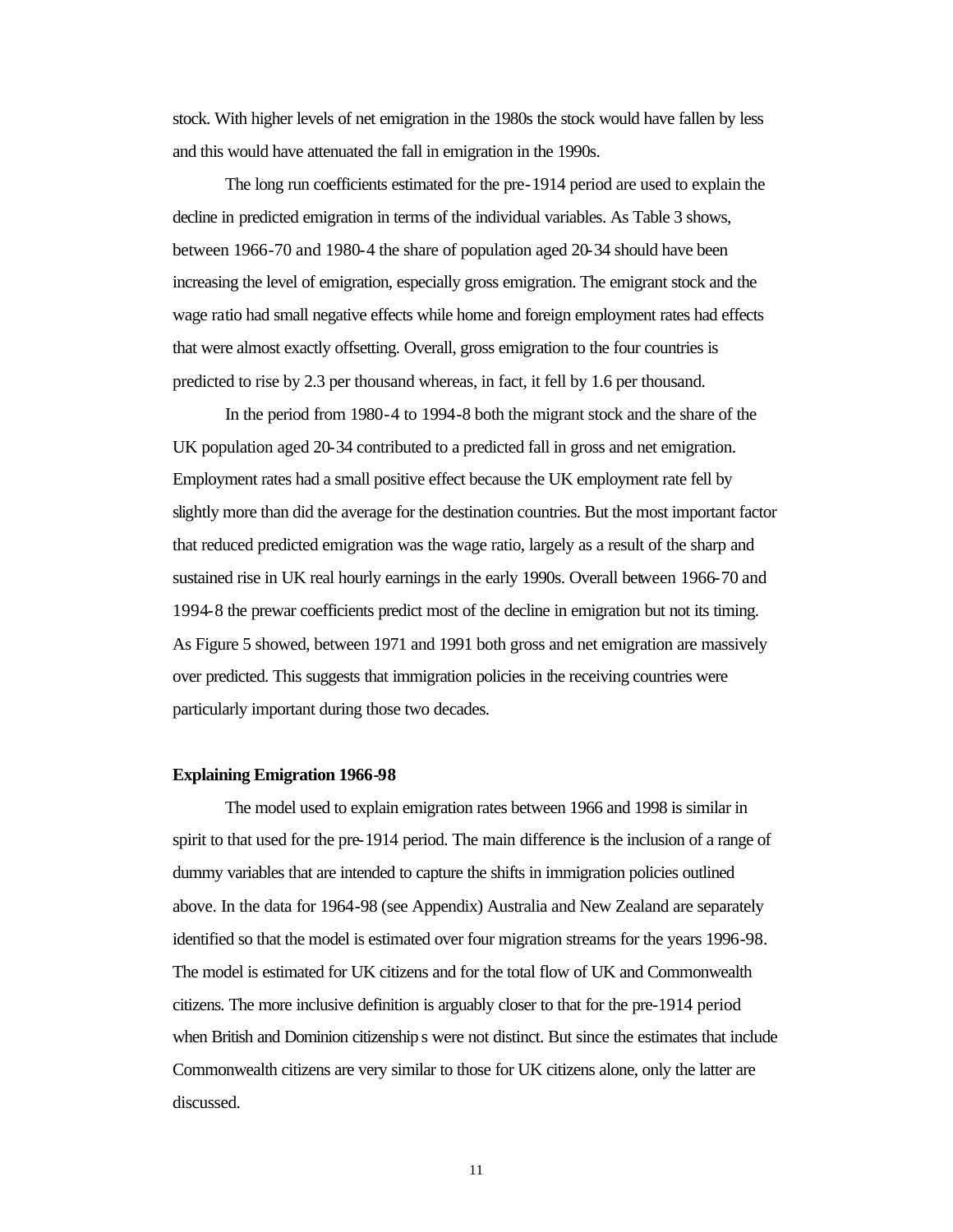stock. With higher levels of net emigration in the 1980s the stock would have fallen by less and this would have attenuated the fall in emigration in the 1990s.

The long run coefficients estimated for the pre-1914 period are used to explain the decline in predicted emigration in terms of the individual variables. As Table 3 shows, between 1966-70 and 1980-4 the share of population aged 20-34 should have been increasing the level of emigration, especially gross emigration. The emigrant stock and the wage ratio had small negative effects while home and foreign employment rates had effects that were almost exactly offsetting. Overall, gross emigration to the four countries is predicted to rise by 2.3 per thousand whereas, in fact, it fell by 1.6 per thousand.

In the period from 1980-4 to 1994-8 both the migrant stock and the share of the UK population aged 20-34 contributed to a predicted fall in gross and net emigration. Employment rates had a small positive effect because the UK employment rate fell by slightly more than did the average for the destination countries. But the most important factor that reduced predicted emigration was the wage ratio, largely as a result of the sharp and sustained rise in UK real hourly earnings in the early 1990s. Overall between 1966-70 and 1994-8 the prewar coefficients predict most of the decline in emigration but not its timing. As Figure 5 showed, between 1971 and 1991 both gross and net emigration are massively over predicted. This suggests that immigration policies in the receiving countries were particularly important during those two decades.

**Explaining Emigration 1966-98**

The model used to explain emigration rates between 1966 and 1998 is similar in spirit to that used for the pre-1914 period. The main difference is the inclusion of a range of dummy variables that are intended to capture the shifts in immigration policies outlined above. In the data for 1964-98 (see Appendix) Australia and New Zealand are separately identified so that the model is estimated over four migration streams for the years 1996-98. The model is estimated for UK citizens and for the total flow of UK and Commonwealth citizens. The more inclusive definition is arguably closer to that for the pre-1914 period when British and Dominion citizenships were not distinct. But since the estimates that include Commonwealth citizens are very similar to those for UK citizens alone, only the latter are discussed.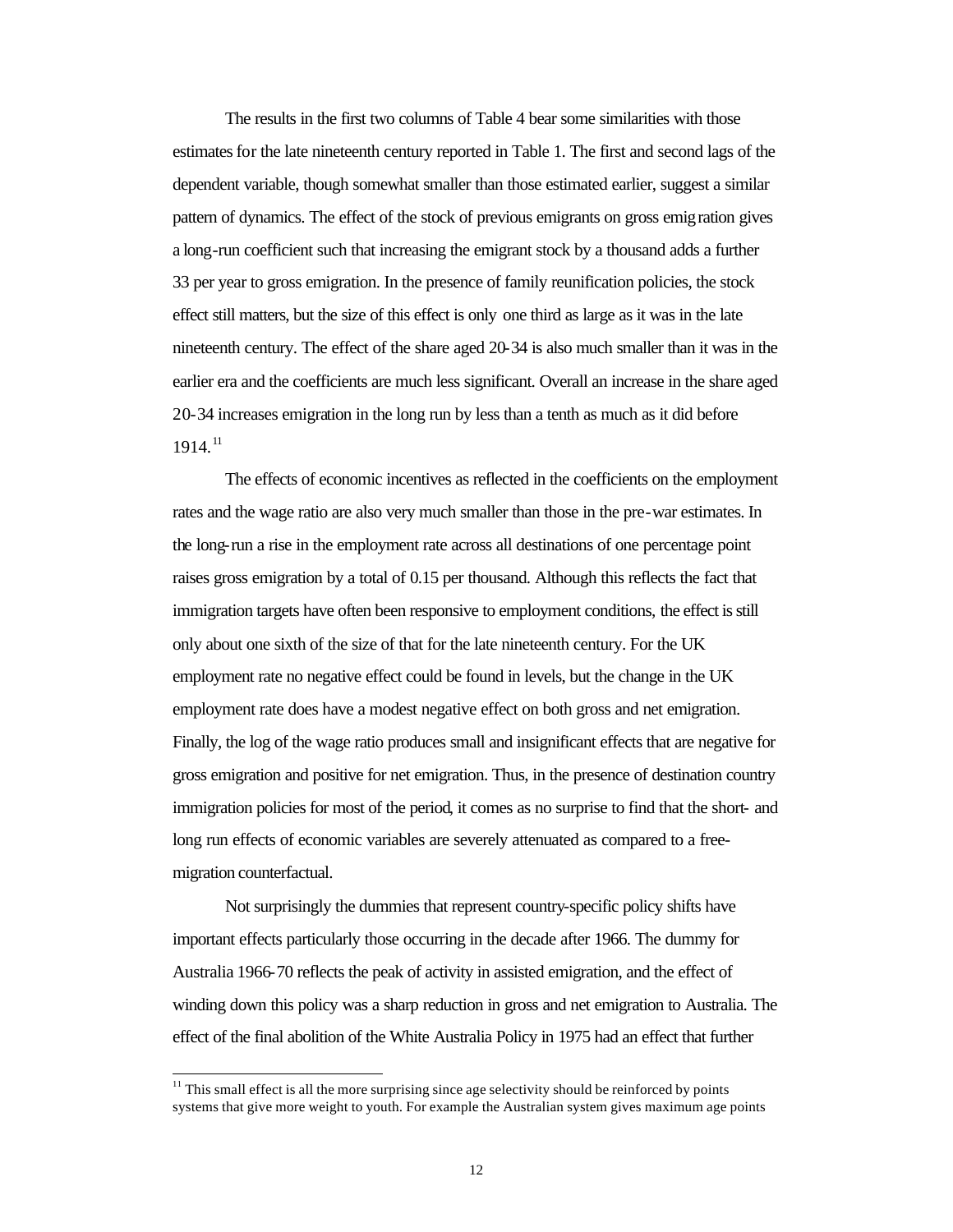The results in the first two columns of Table 4 bear some similarities with those estimates for the late nineteenth century reported in Table 1. The first and second lags of the dependent variable, though somewhat smaller than those estimated earlier, suggest a similar pattern of dynamics. The effect of the stock of previous emigrants on gross emigration gives a long-run coefficient such that increasing the emigrant stock by a thousand adds a further 33 per year to gross emigration. In the presence of family reunification policies, the stock effect still matters, but the size of this effect is only one third as large as it was in the late nineteenth century. The effect of the share aged 20-34 is also much smaller than it was in the earlier era and the coefficients are much less significant. Overall an increase in the share aged 20-34 increases emigration in the long run by less than a tenth as much as it did before 1914.[11]

The effects of economic incentives as reflected in the coefficients on the employment rates and the wage ratio are also very much smaller than those in the pre-war estimates. In the long-run a rise in the employment rate across all destinations of one percentage point raises gross emigration by a total of 0.15 per thousand. Although this reflects the fact that immigration targets have often been responsive to employment conditions, the effect is still only about one sixth of the size of that for the late nineteenth century. For the UK employment rate no negative effect could be found in levels, but the change in the UK employment rate does have a modest negative effect on both gross and net emigration. Finally, the log of the wage ratio produces small and insignificant effects that are negative for gross emigration and positive for net emigration. Thus, in the presence of destination country immigration policies for most of the period, it comes as no surprise to find that the short- and long run effects of economic variables are severely attenuated as compared to a free-migration counterfactual.

Not surprisingly the dummies that represent country-specific policy shifts have important effects particularly those occurring in the decade after 1966. The dummy for Australia 1966-70 reflects the peak of activity in assisted emigration, and the effect of winding down this policy was a sharp reduction in gross and net emigration to Australia. The effect of the final abolition of the White Australia Policy in 1975 had an effect that further

[11] This small effect is all the more surprising since age selectivity should be reinforced by points systems that give more weight to youth. For example the Australian system gives maximum age points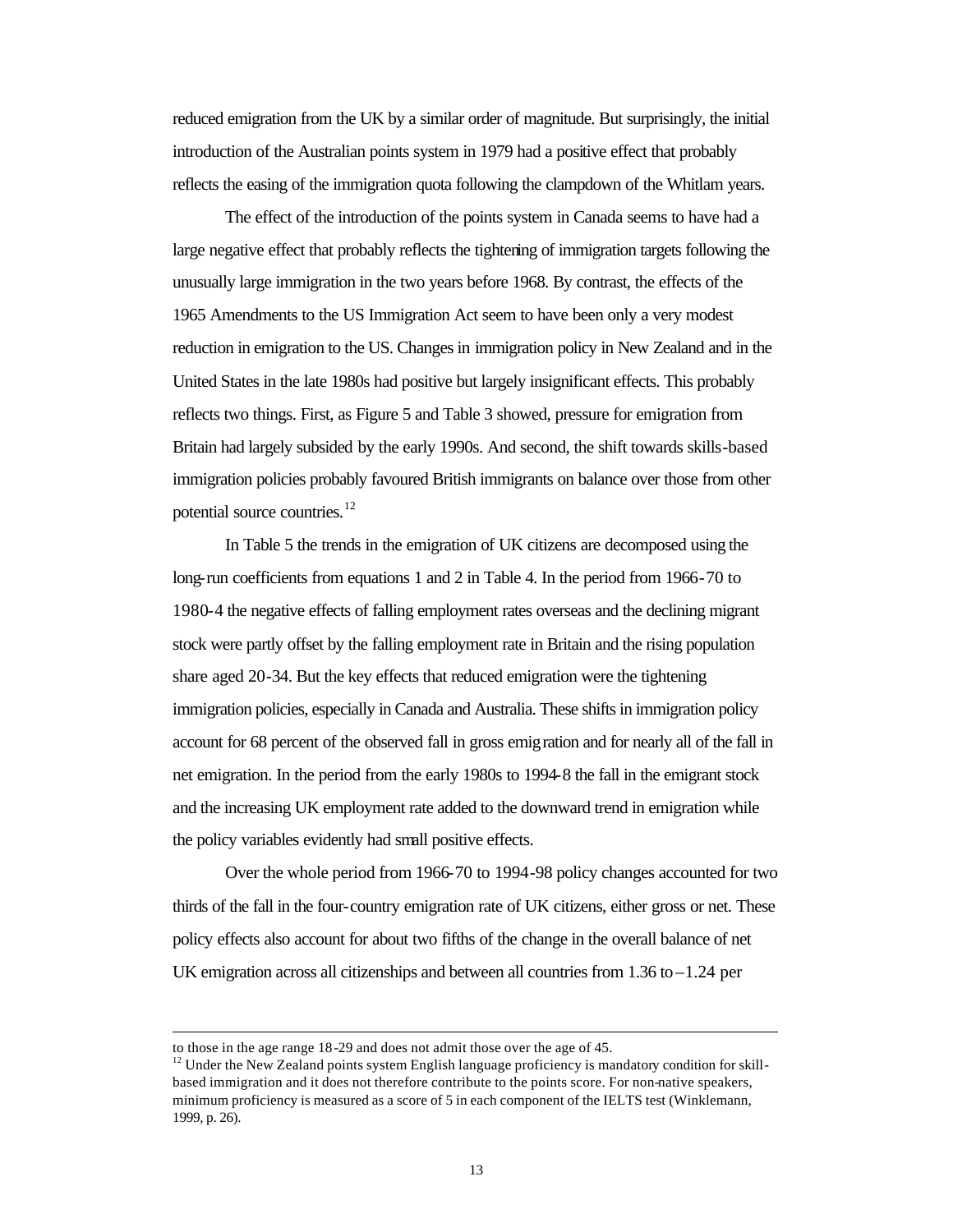reduced emigration from the UK by a similar order of magnitude. But surprisingly, the initial introduction of the Australian points system in 1979 had a positive effect that probably reflects the easing of the immigration quota following the clampdown of the Whitlam years.

The effect of the introduction of the points system in Canada seems to have had a large negative effect that probably reflects the tightening of immigration targets following the unusually large immigration in the two years before 1968. By contrast, the effects of the 1965 Amendments to the US Immigration Act seem to have been only a very modest reduction in emigration to the US. Changes in immigration policy in New Zealand and in the United States in the late 1980s had positive but largely insignificant effects. This probably reflects two things. First, as Figure 5 and Table 3 showed, pressure for emigration from Britain had largely subsided by the early 1990s. And second, the shift towards skills-based immigration policies probably favoured British immigrants on balance over those from other potential source countries.[12]

In Table 5 the trends in the emigration of UK citizens are decomposed using the long-run coefficients from equations 1 and 2 in Table 4. In the period from 1966-70 to 1980-4 the negative effects of falling employment rates overseas and the declining migrant stock were partly offset by the falling employment rate in Britain and the rising population share aged 20-34. But the key effects that reduced emigration were the tightening immigration policies, especially in Canada and Australia. These shifts in immigration policy account for 68 percent of the observed fall in gross emigration and for nearly all of the fall in net emigration. In the period from the early 1980s to 1994-8 the fall in the emigrant stock and the increasing UK employment rate added to the downward trend in emigration while the policy variables evidently had small positive effects.

Over the whole period from 1966-70 to 1994-98 policy changes accounted for two thirds of the fall in the four-country emigration rate of UK citizens, either gross or net. These policy effects also account for about two fifths of the change in the overall balance of net UK emigration across all citizenships and between all countries from 1.36 to –1.24 per

---

to those in the age range 18-29 and does not admit those over the age of 45.

[12] Under the New Zealand points system English language proficiency is mandatory condition for skill-based immigration and it does not therefore contribute to the points score. For non-native speakers, minimum proficiency is measured as a score of 5 in each component of the IELTS test (Winklemann, 1999, p. 26).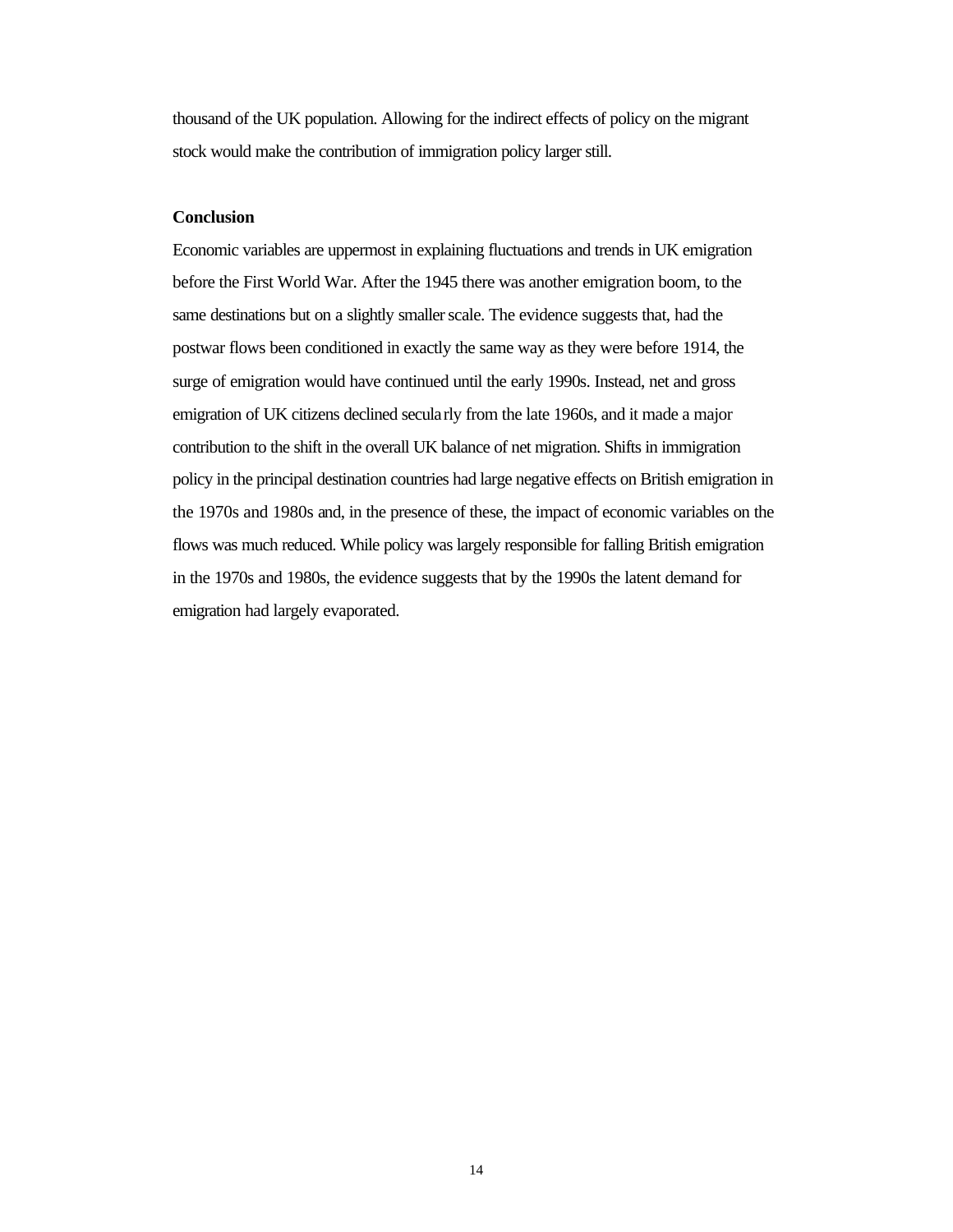thousand of the UK population. Allowing for the indirect effects of policy on the migrant stock would make the contribution of immigration policy larger still.

## Conclusion

Economic variables are uppermost in explaining fluctuations and trends in UK emigration before the First World War. After the 1945 there was another emigration boom, to the same destinations but on a slightly smaller scale. The evidence suggests that, had the postwar flows been conditioned in exactly the same way as they were before 1914, the surge of emigration would have continued until the early 1990s. Instead, net and gross emigration of UK citizens declined secularly from the late 1960s, and it made a major contribution to the shift in the overall UK balance of net migration. Shifts in immigration policy in the principal destination countries had large negative effects on British emigration in the 1970s and 1980s and, in the presence of these, the impact of economic variables on the flows was much reduced. While policy was largely responsible for falling British emigration in the 1970s and 1980s, the evidence suggests that by the 1990s the latent demand for emigration had largely evaporated.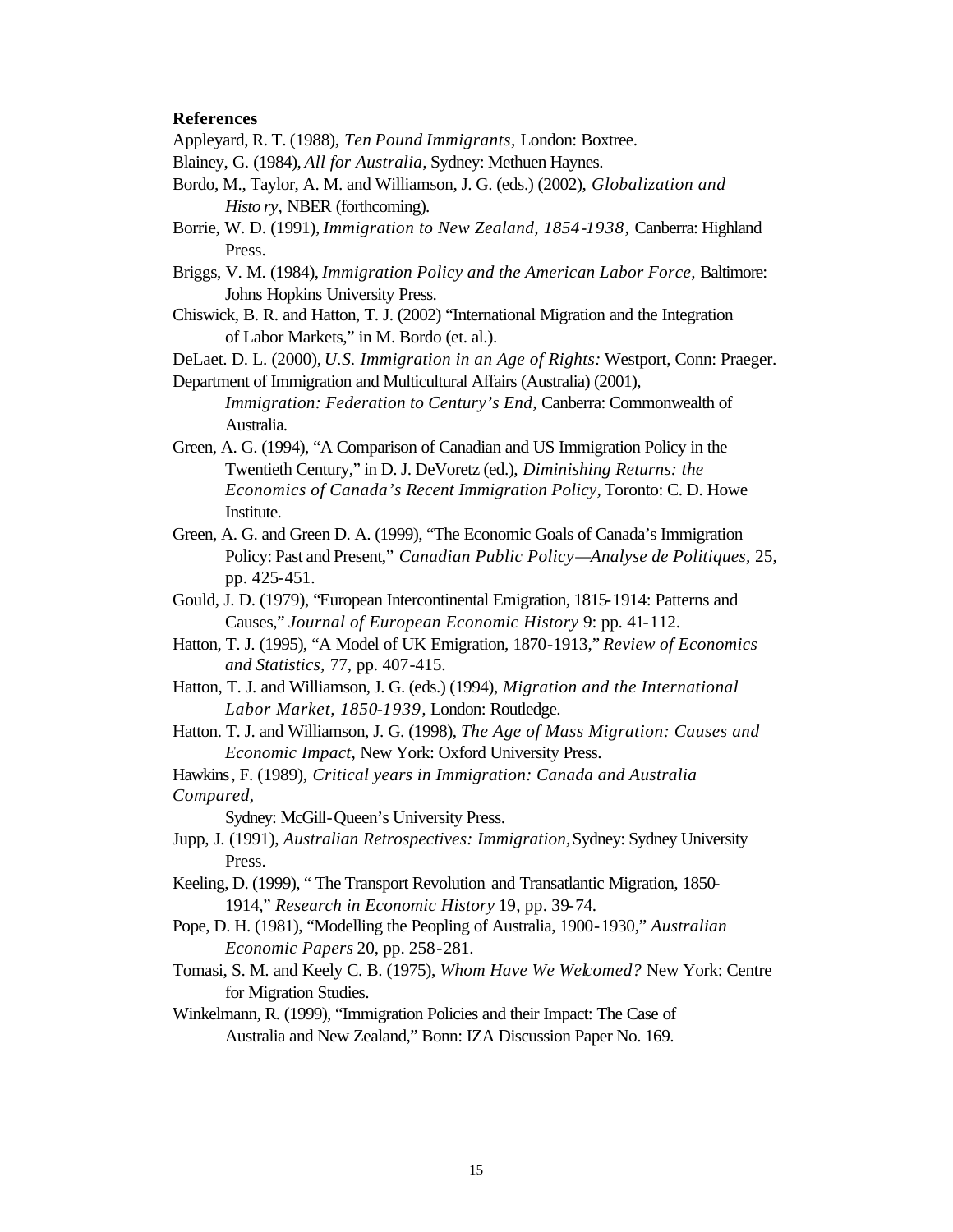**References**

Appleyard, R. T. (1988), *Ten Pound Immigrants,* London: Boxtree.

Blainey, G. (1984), *All for Australia,* Sydney: Methuen Haynes.

Bordo, M., Taylor, A. M. and Williamson, J. G. (eds.) (2002), *Globalization and History,* NBER (forthcoming).

Borrie, W. D. (1991), *Immigration to New Zealand, 1854-1938,* Canberra: Highland Press.

Briggs, V. M. (1984), *Immigration Policy and the American Labor Force,* Baltimore: Johns Hopkins University Press.

Chiswick, B. R. and Hatton, T. J. (2002) "International Migration and the Integration of Labor Markets," in M. Bordo (et. al.).

DeLaet. D. L. (2000), *U.S. Immigration in an Age of Rights:* Westport, Conn: Praeger.

Department of Immigration and Multicultural Affairs (Australia) (2001), *Immigration: Federation to Century's End,* Canberra: Commonwealth of Australia.

Green, A. G. (1994), "A Comparison of Canadian and US Immigration Policy in the Twentieth Century," in D. J. DeVoretz (ed.), *Diminishing Returns: the Economics of Canada's Recent Immigration Policy,* Toronto: C. D. Howe Institute.

Green, A. G. and Green D. A. (1999), "The Economic Goals of Canada's Immigration Policy: Past and Present," *Canadian Public Policy—Analyse de Politiques,* 25, pp. 425-451.

Gould, J. D. (1979), "European Intercontinental Emigration, 1815-1914: Patterns and Causes," *Journal of European Economic History* 9: pp. 41-112.

Hatton, T. J. (1995), "A Model of UK Emigration, 1870-1913," *Review of Economics and Statistics,* 77, pp. 407-415.

Hatton, T. J. and Williamson, J. G. (eds.) (1994), *Migration and the International Labor Market, 1850-1939,* London: Routledge.

Hatton. T. J. and Williamson, J. G. (1998), *The Age of Mass Migration: Causes and Economic Impact,* New York: Oxford University Press.

Hawkins, F. (1989), *Critical years in Immigration: Canada and Australia Compared,* Sydney: McGill-Queen's University Press.

Jupp, J. (1991), *Australian Retrospectives: Immigration,* Sydney: Sydney University Press.

Keeling, D. (1999), " The Transport Revolution and Transatlantic Migration, 1850-1914," *Research in Economic History* 19, pp. 39-74.

Pope, D. H. (1981), "Modelling the Peopling of Australia, 1900-1930," *Australian Economic Papers* 20, pp. 258-281.

Tomasi, S. M. and Keely C. B. (1975), *Whom Have We Welcomed?* New York: Centre for Migration Studies.

Winkelmann, R. (1999), "Immigration Policies and their Impact: The Case of Australia and New Zealand," Bonn: IZA Discussion Paper No. 169.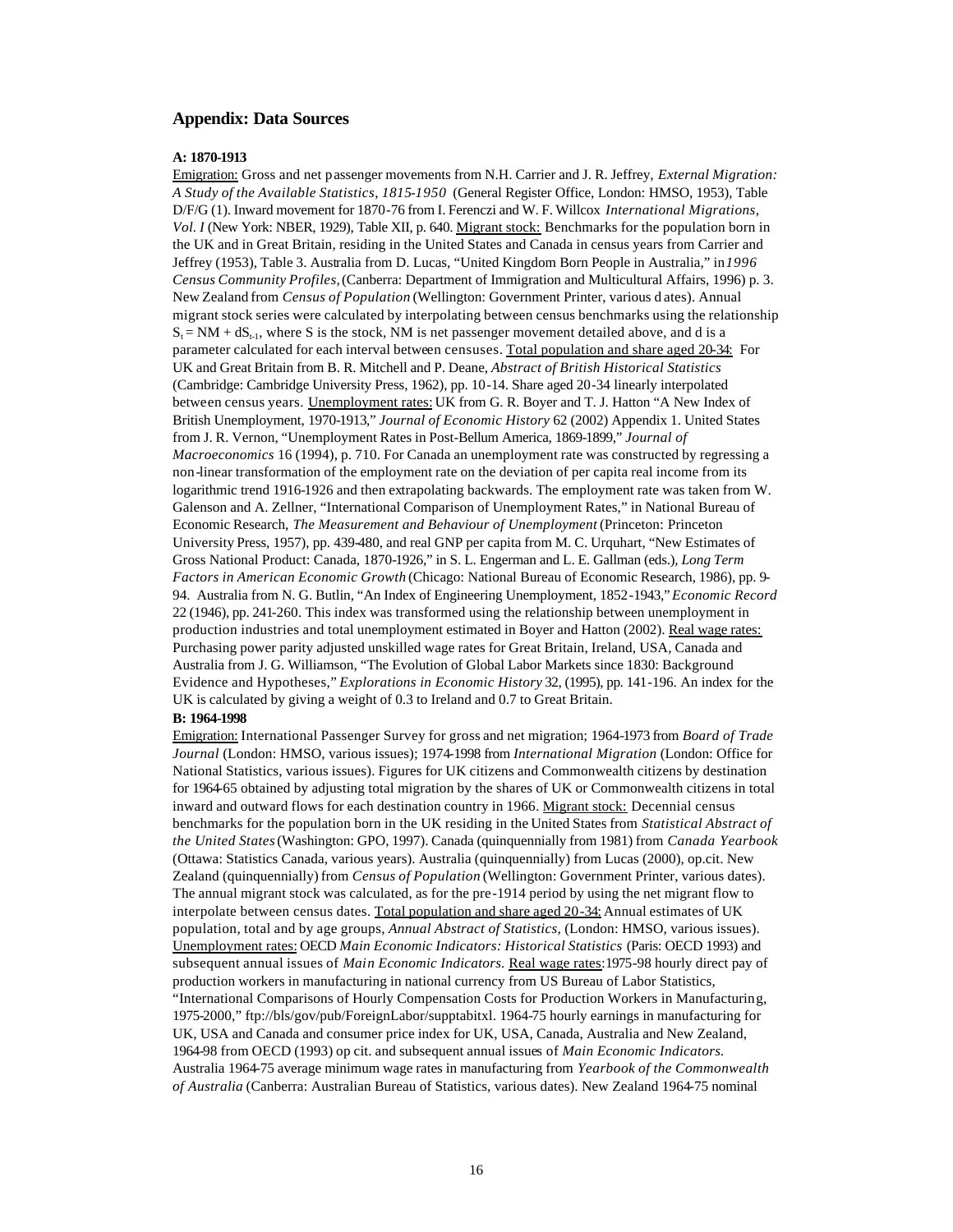## Appendix: Data Sources

**A: 1870-1913**

Emigration: Gross and net passenger movements from N.H. Carrier and J. R. Jeffrey, *External Migration: A Study of the Available Statistics, 1815-1950* (General Register Office, London: HMSO, 1953), Table D/F/G (1). Inward movement for 1870-76 from I. Ferenczi and W. F. Willcox *International Migrations, Vol. I* (New York: NBER, 1929), Table XII, p. 640. Migrant stock: Benchmarks for the population born in the UK and in Great Britain, residing in the United States and Canada in census years from Carrier and Jeffrey (1953), Table 3. Australia from D. Lucas, "United Kingdom Born People in Australia," in *1996 Census Community Profiles,* (Canberra: Department of Immigration and Multicultural Affairs, 1996) p. 3. New Zealand from *Census of Population* (Wellington: Government Printer, various dates). Annual migrant stock series were calculated by interpolating between census benchmarks using the relationship $S_t = NM + dS_{t-1}$, where S is the stock, NM is net passenger movement detailed above, and d is a parameter calculated for each interval between censuses. Total population and share aged 20-34: For UK and Great Britain from B. R. Mitchell and P. Deane, *Abstract of British Historical Statistics* (Cambridge: Cambridge University Press, 1962), pp. 10-14. Share aged 20-34 linearly interpolated between census years. Unemployment rates: UK from G. R. Boyer and T. J. Hatton "A New Index of British Unemployment, 1970-1913," *Journal of Economic History* 62 (2002) Appendix 1. United States from J. R. Vernon, "Unemployment Rates in Post-Bellum America, 1869-1899," *Journal of Macroeconomics* 16 (1994), p. 710. For Canada an unemployment rate was constructed by regressing a non-linear transformation of the employment rate on the deviation of per capita real income from its logarithmic trend 1916-1926 and then extrapolating backwards. The employment rate was taken from W. Galenson and A. Zellner, "International Comparison of Unemployment Rates," in National Bureau of Economic Research, *The Measurement and Behaviour of Unemployment* (Princeton: Princeton University Press, 1957), pp. 439-480, and real GNP per capita from M. C. Urquhart, "New Estimates of Gross National Product: Canada, 1870-1926," in S. L. Engerman and L. E. Gallman (eds.), *Long Term Factors in American Economic Growth* (Chicago: National Bureau of Economic Research, 1986), pp. 9-94. Australia from N. G. Butlin, "An Index of Engineering Unemployment, 1852-1943," *Economic Record* 22 (1946), pp. 241-260. This index was transformed using the relationship between unemployment in production industries and total unemployment estimated in Boyer and Hatton (2002). Real wage rates: Purchasing power parity adjusted unskilled wage rates for Great Britain, Ireland, USA, Canada and Australia from J. G. Williamson, "The Evolution of Global Labor Markets since 1830: Background Evidence and Hypotheses," *Explorations in Economic History* 32, (1995), pp. 141-196. An index for the UK is calculated by giving a weight of 0.3 to Ireland and 0.7 to Great Britain.

**B: 1964-1998**

Emigration: International Passenger Survey for gross and net migration; 1964-1973 from *Board of Trade Journal* (London: HMSO, various issues); 1974-1998 from *International Migration* (London: Office for National Statistics, various issues). Figures for UK citizens and Commonwealth citizens by destination for 1964-65 obtained by adjusting total migration by the shares of UK or Commonwealth citizens in total inward and outward flows for each destination country in 1966. Migrant stock: Decennial census benchmarks for the population born in the UK residing in the United States from *Statistical Abstract of the United States* (Washington: GPO, 1997). Canada (quinquennially from 1981) from *Canada Yearbook* (Ottawa: Statistics Canada, various years). Australia (quinquennially) from Lucas (2000), op.cit. New Zealand (quinquennially) from *Census of Population* (Wellington: Government Printer, various dates). The annual migrant stock was calculated, as for the pre-1914 period by using the net migrant flow to interpolate between census dates. Total population and share aged 20-34: Annual estimates of UK population, total and by age groups, *Annual Abstract of Statistics,* (London: HMSO, various issues). Unemployment rates: OECD *Main Economic Indicators: Historical Statistics* (Paris: OECD 1993) and subsequent annual issues of *Main Economic Indicators.* Real wage rates: 1975-98 hourly direct pay of production workers in manufacturing in national currency from US Bureau of Labor Statistics, "International Comparisons of Hourly Compensation Costs for Production Workers in Manufacturing, 1975-2000," ftp://bls/gov/pub/ForeignLabor/supptabitxl. 1964-75 hourly earnings in manufacturing for UK, USA and Canada and consumer price index for UK, USA, Canada, Australia and New Zealand, 1964-98 from OECD (1993) op cit. and subsequent annual issues of *Main Economic Indicators.* Australia 1964-75 average minimum wage rates in manufacturing from *Yearbook of the Commonwealth of Australia* (Canberra: Australian Bureau of Statistics, various dates). New Zealand 1964-75 nominal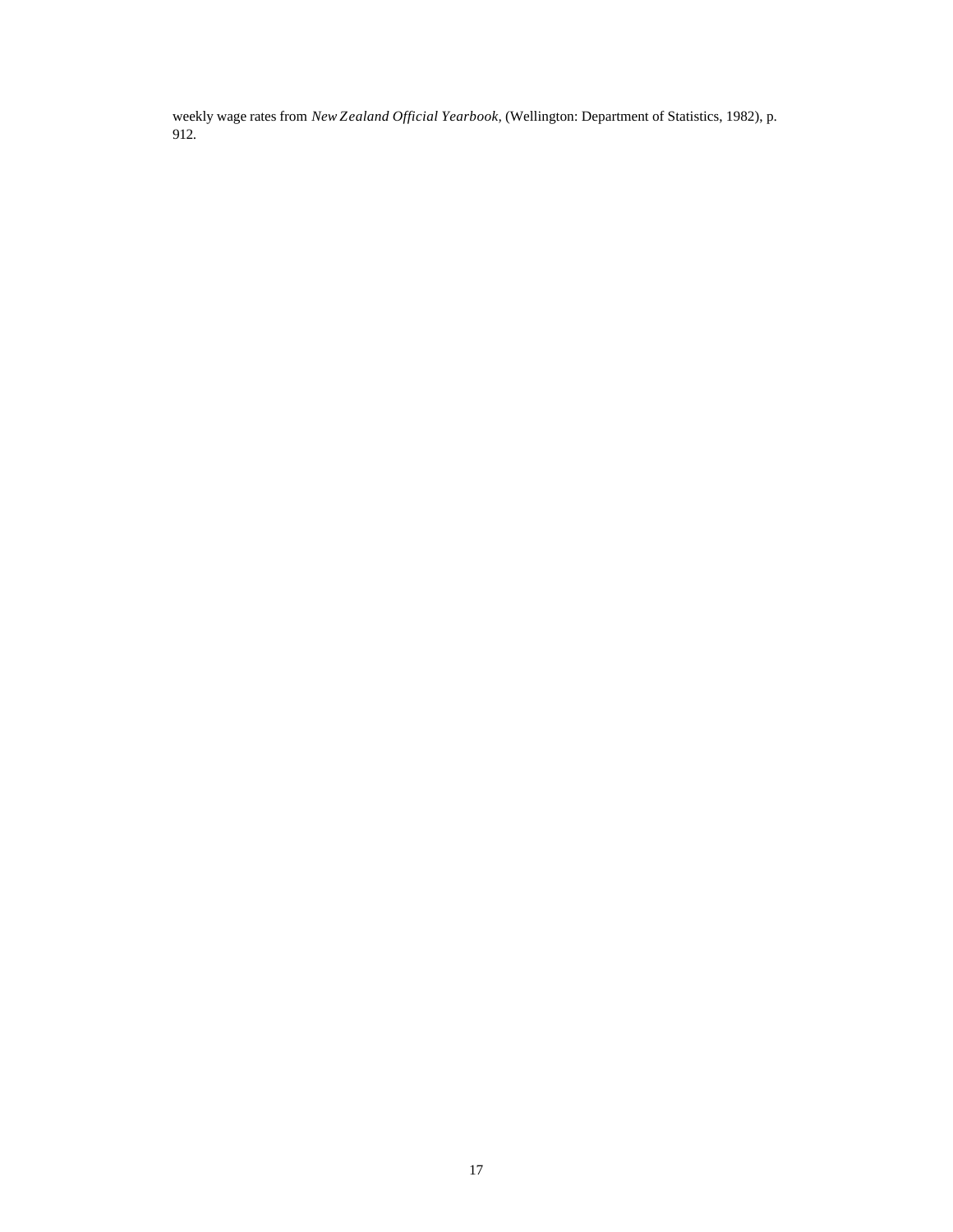weekly wage rates from *New Zealand Official Yearbook,* (Wellington: Department of Statistics, 1982), p. 912.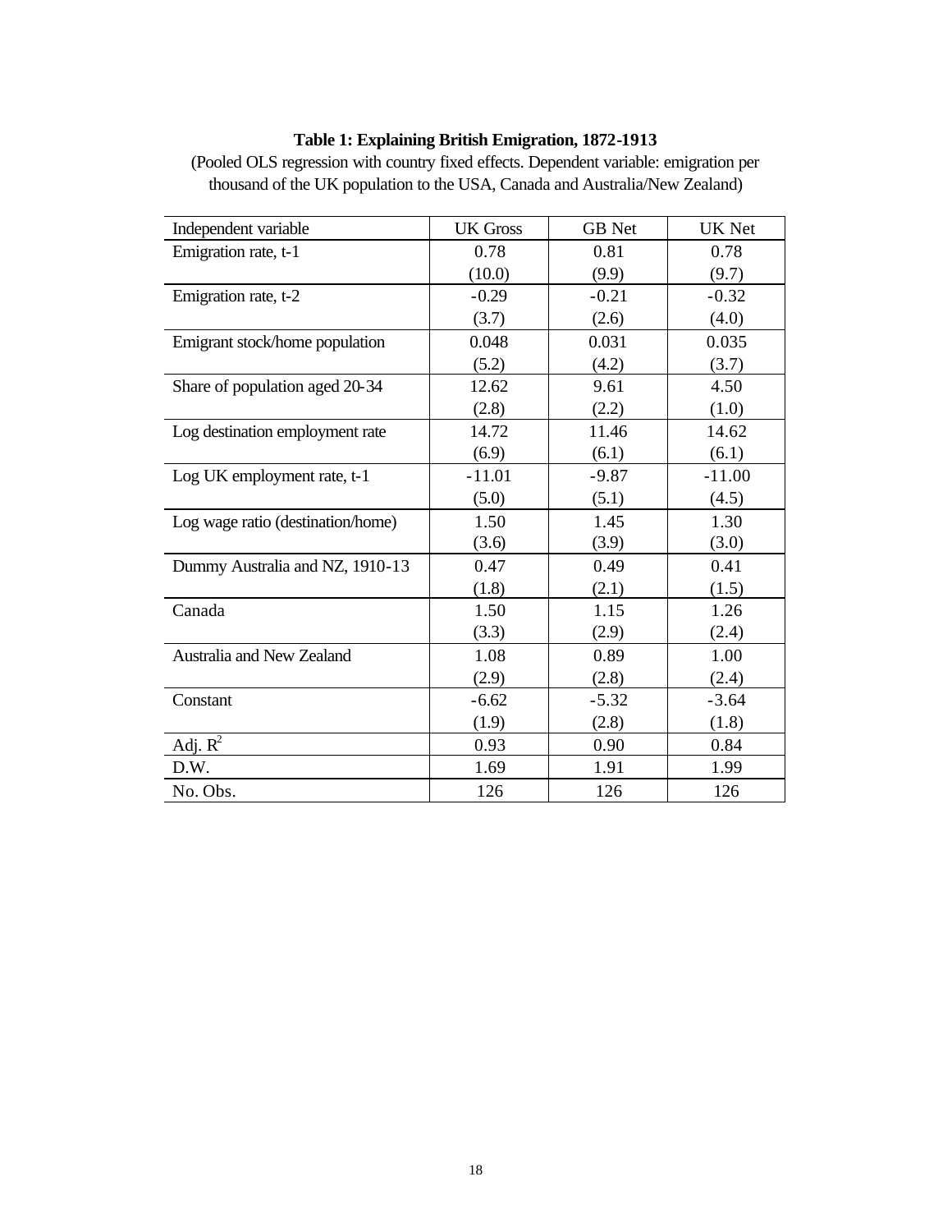**Table 1: Explaining British Emigration, 1872-1913**

(Pooled OLS regression with country fixed effects. Dependent variable: emigration per thousand of the UK population to the USA, Canada and Australia/New Zealand)

| Independent variable | UK Gross | GB Net | UK Net |
|---|---|---|---|
| Emigration rate, t-1 | 0.78 | 0.81 | 0.78 |
| | (10.0) | (9.9) | (9.7) |
| Emigration rate, t-2 | -0.29 | -0.21 | -0.32 |
| | (3.7) | (2.6) | (4.0) |
| Emigrant stock/home population | 0.048 | 0.031 | 0.035 |
| | (5.2) | (4.2) | (3.7) |
| Share of population aged 20-34 | 12.62 | 9.61 | 4.50 |
| | (2.8) | (2.2) | (1.0) |
| Log destination employment rate | 14.72 | 11.46 | 14.62 |
| | (6.9) | (6.1) | (6.1) |
| Log UK employment rate, t-1 | -11.01 | -9.87 | -11.00 |
| | (5.0) | (5.1) | (4.5) |
| Log wage ratio (destination/home) | 1.50 | 1.45 | 1.30 |
| | (3.6) | (3.9) | (3.0) |
| Dummy Australia and NZ, 1910-13 | 0.47 | 0.49 | 0.41 |
| | (1.8) | (2.1) | (1.5) |
| Canada | 1.50 | 1.15 | 1.26 |
| | (3.3) | (2.9) | (2.4) |
| Australia and New Zealand | 1.08 | 0.89 | 1.00 |
| | (2.9) | (2.8) | (2.4) |
| Constant | -6.62 | -5.32 | -3.64 |
| | (1.9) | (2.8) | (1.8) |
| Adj. $R^2$ | 0.93 | 0.90 | 0.84 |
| D.W. | 1.69 | 1.91 | 1.99 |
| No. Obs. | 126 | 126 | 126 |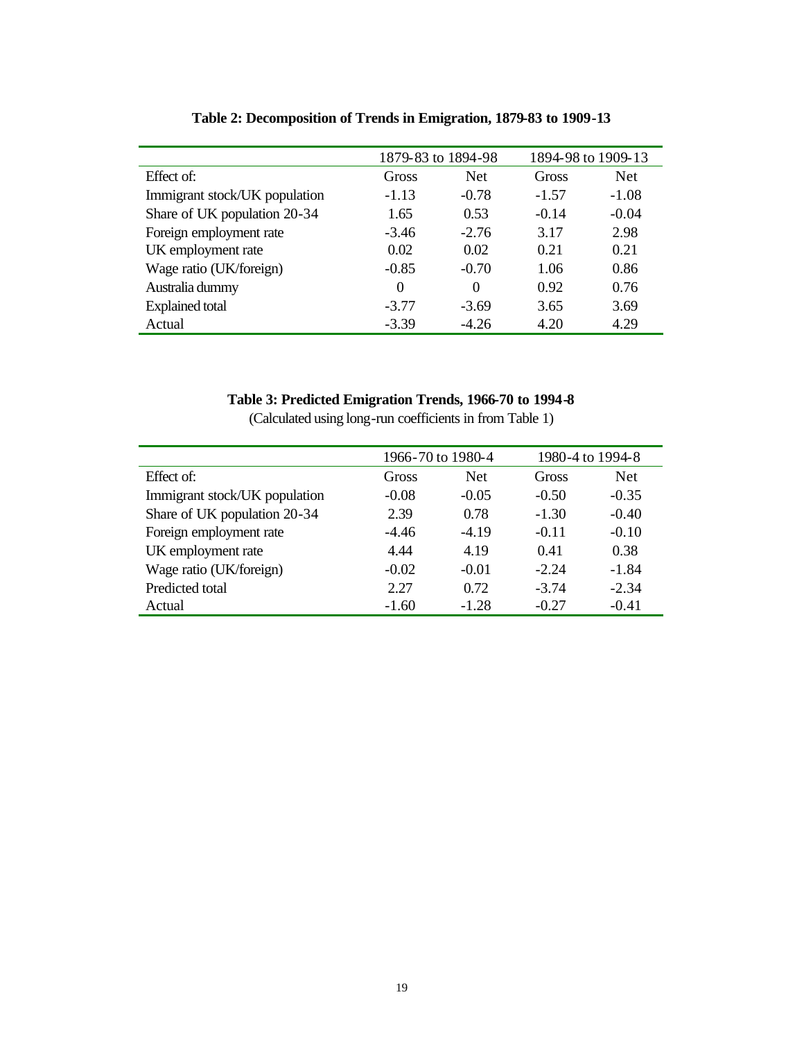**Table 2: Decomposition of Trends in Emigration, 1879-83 to 1909-13**

| | 1879-83 to 1894-98 | | 1894-98 to 1909-13 | |
|---|---|---|---|---|
| Effect of: | Gross | Net | Gross | Net |
| Immigrant stock/UK population | -1.13 | -0.78 | -1.57 | -1.08 |
| Share of UK population 20-34 | 1.65 | 0.53 | -0.14 | -0.04 |
| Foreign employment rate | -3.46 | -2.76 | 3.17 | 2.98 |
| UK employment rate | 0.02 | 0.02 | 0.21 | 0.21 |
| Wage ratio (UK/foreign) | -0.85 | -0.70 | 1.06 | 0.86 |
| Australia dummy | 0 | 0 | 0.92 | 0.76 |
| Explained total | -3.77 | -3.69 | 3.65 | 3.69 |
| Actual | -3.39 | -4.26 | 4.20 | 4.29 |

**Table 3: Predicted Emigration Trends, 1966-70 to 1994-8**

(Calculated using long-run coefficients in from Table 1)

| | 1966-70 to 1980-4 | | 1980-4 to 1994-8 | |
|---|---|---|---|---|
| Effect of: | Gross | Net | Gross | Net |
| Immigrant stock/UK population | -0.08 | -0.05 | -0.50 | -0.35 |
| Share of UK population 20-34 | 2.39 | 0.78 | -1.30 | -0.40 |
| Foreign employment rate | -4.46 | -4.19 | -0.11 | -0.10 |
| UK employment rate | 4.44 | 4.19 | 0.41 | 0.38 |
| Wage ratio (UK/foreign) | -0.02 | -0.01 | -2.24 | -1.84 |
| Predicted total | 2.27 | 0.72 | -3.74 | -2.34 |
| Actual | -1.60 | -1.28 | -0.27 | -0.41 |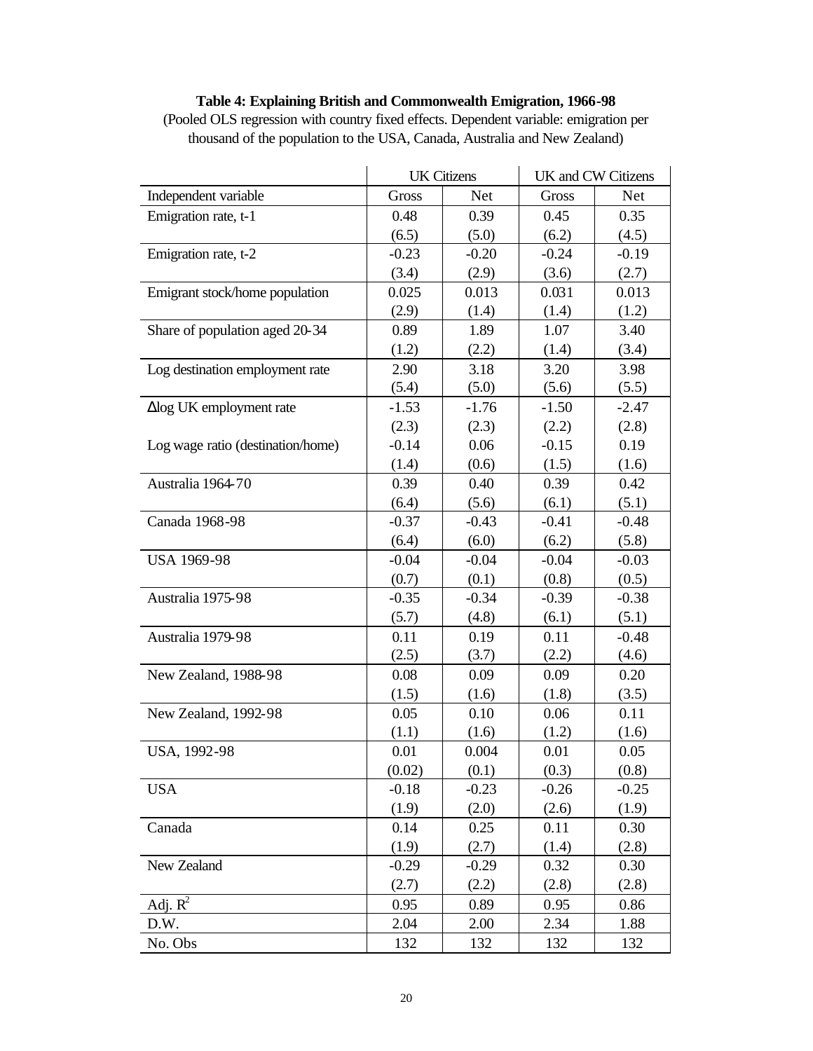**Table 4: Explaining British and Commonwealth Emigration, 1966-98**

(Pooled OLS regression with country fixed effects. Dependent variable: emigration per thousand of the population to the USA, Canada, Australia and New Zealand)

| | UK Citizens | | UK and CW Citizens | |
|---|---|---|---|---|
| Independent variable | Gross | Net | Gross | Net |
| Emigration rate, t-1 | 0.48 | 0.39 | 0.45 | 0.35 |
| | (6.5) | (5.0) | (6.2) | (4.5) |
| Emigration rate, t-2 | -0.23 | -0.20 | -0.24 | -0.19 |
| | (3.4) | (2.9) | (3.6) | (2.7) |
| Emigrant stock/home population | 0.025 | 0.013 | 0.031 | 0.013 |
| | (2.9) | (1.4) | (1.4) | (1.2) |
| Share of population aged 20-34 | 0.89 | 1.89 | 1.07 | 3.40 |
| | (1.2) | (2.2) | (1.4) | (3.4) |
| Log destination employment rate | 2.90 | 3.18 | 3.20 | 3.98 |
| | (5.4) | (5.0) | (5.6) | (5.5) |
| Δlog UK employment rate | -1.53 | -1.76 | -1.50 | -2.47 |
| | (2.3) | (2.3) | (2.2) | (2.8) |
| Log wage ratio (destination/home) | -0.14 | 0.06 | -0.15 | 0.19 |
| | (1.4) | (0.6) | (1.5) | (1.6) |
| Australia 1964-70 | 0.39 | 0.40 | 0.39 | 0.42 |
| | (6.4) | (5.6) | (6.1) | (5.1) |
| Canada 1968-98 | -0.37 | -0.43 | -0.41 | -0.48 |
| | (6.4) | (6.0) | (6.2) | (5.8) |
| USA 1969-98 | -0.04 | -0.04 | -0.04 | -0.03 |
| | (0.7) | (0.1) | (0.8) | (0.5) |
| Australia 1975-98 | -0.35 | -0.34 | -0.39 | -0.38 |
| | (5.7) | (4.8) | (6.1) | (5.1) |
| Australia 1979-98 | 0.11 | 0.19 | 0.11 | -0.48 |
| | (2.5) | (3.7) | (2.2) | (4.6) |
| New Zealand, 1988-98 | 0.08 | 0.09 | 0.09 | 0.20 |
| | (1.5) | (1.6) | (1.8) | (3.5) |
| New Zealand, 1992-98 | 0.05 | 0.10 | 0.06 | 0.11 |
| | (1.1) | (1.6) | (1.2) | (1.6) |
| USA, 1992-98 | 0.01 | 0.004 | 0.01 | 0.05 |
| | (0.02) | (0.1) | (0.3) | (0.8) |
| USA | -0.18 | -0.23 | -0.26 | -0.25 |
| | (1.9) | (2.0) | (2.6) | (1.9) |
| Canada | 0.14 | 0.25 | 0.11 | 0.30 |
| | (1.9) | (2.7) | (1.4) | (2.8) |
| New Zealand | -0.29 | -0.29 | 0.32 | 0.30 |
| | (2.7) | (2.2) | (2.8) | (2.8) |
| Adj. $R^2$ | 0.95 | 0.89 | 0.95 | 0.86 |
| D.W. | 2.04 | 2.00 | 2.34 | 1.88 |
| No. Obs | 132 | 132 | 132 | 132 |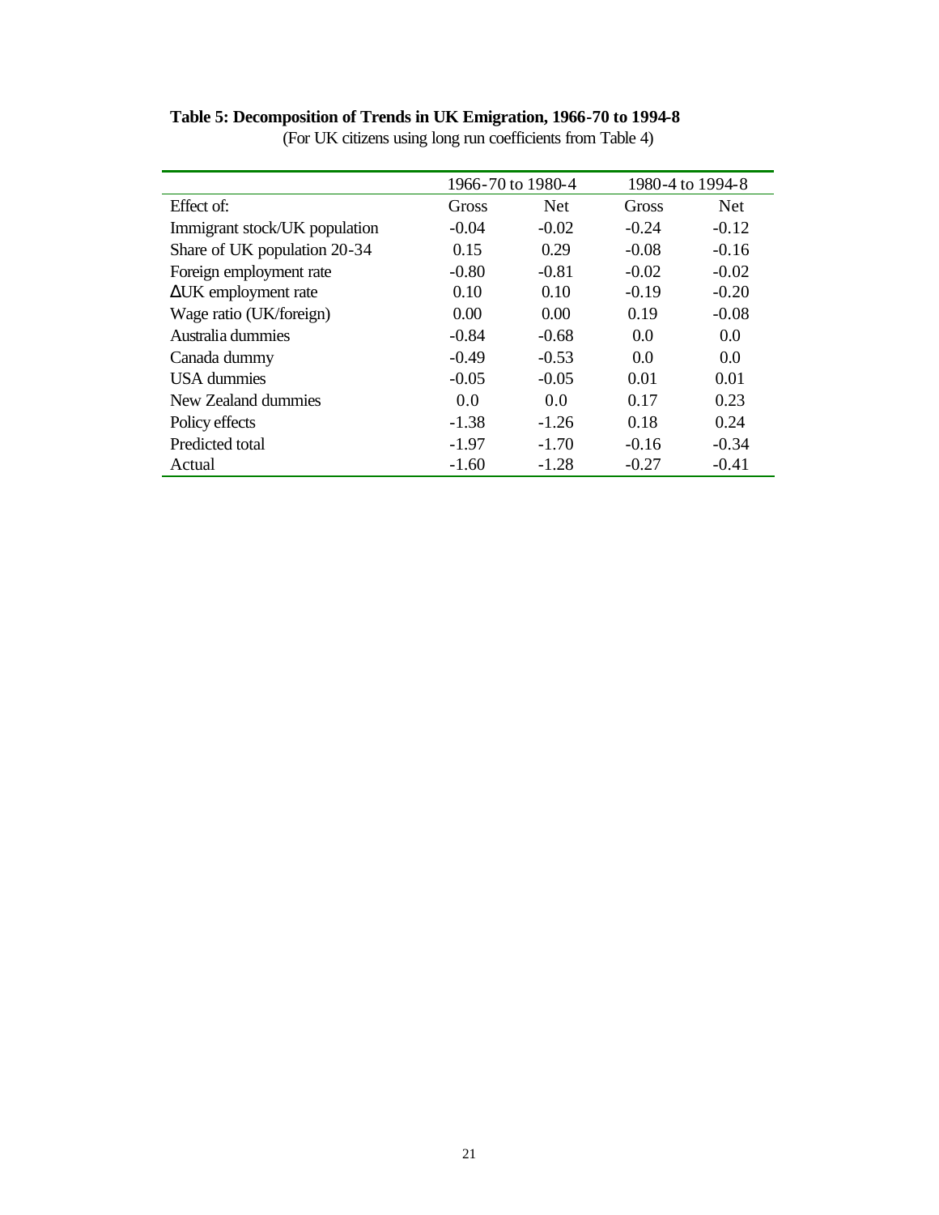**Table 5: Decomposition of Trends in UK Emigration, 1966-70 to 1994-8**

(For UK citizens using long run coefficients from Table 4)

| | 1966-70 to 1980-4 | | 1980-4 to 1994-8 | |
|---|---|---|---|---|
| Effect of: | Gross | Net | Gross | Net |
| Immigrant stock/UK population | -0.04 | -0.02 | -0.24 | -0.12 |
| Share of UK population 20-34 | 0.15 | 0.29 | -0.08 | -0.16 |
| Foreign employment rate | -0.80 | -0.81 | -0.02 | -0.02 |
| ΔUK employment rate | 0.10 | 0.10 | -0.19 | -0.20 |
| Wage ratio (UK/foreign) | 0.00 | 0.00 | 0.19 | -0.08 |
| Australia dummies | -0.84 | -0.68 | 0.0 | 0.0 |
| Canada dummy | -0.49 | -0.53 | 0.0 | 0.0 |
| USA dummies | -0.05 | -0.05 | 0.01 | 0.01 |
| New Zealand dummies | 0.0 | 0.0 | 0.17 | 0.23 |
| Policy effects | -1.38 | -1.26 | 0.18 | 0.24 |
| Predicted total | -1.97 | -1.70 | -0.16 | -0.34 |
| Actual | -1.60 | -1.28 | -0.27 | -0.41 |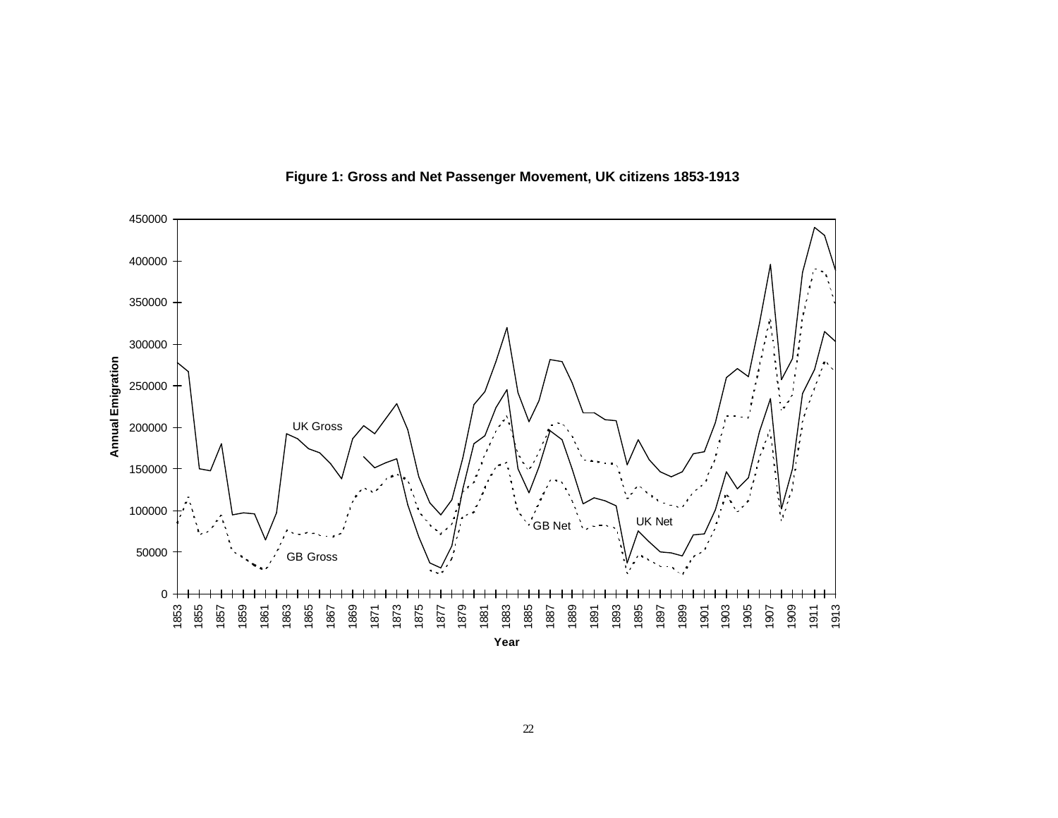**Figure 1: Gross and Net Passenger Movement, UK citizens 1853-1913**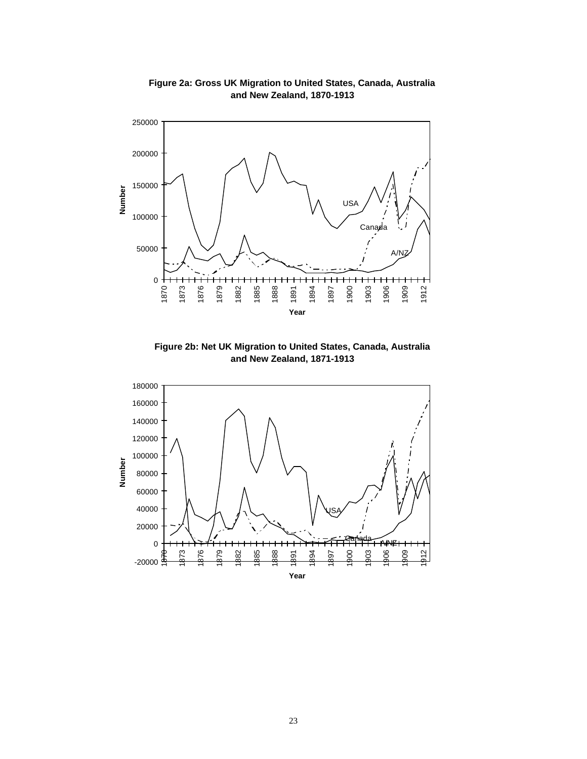**Figure 2a: Gross UK Migration to United States, Canada, Australia and New Zealand, 1870-1913**

**Figure 2b: Net UK Migration to United States, Canada, Australia and New Zealand, 1871-1913**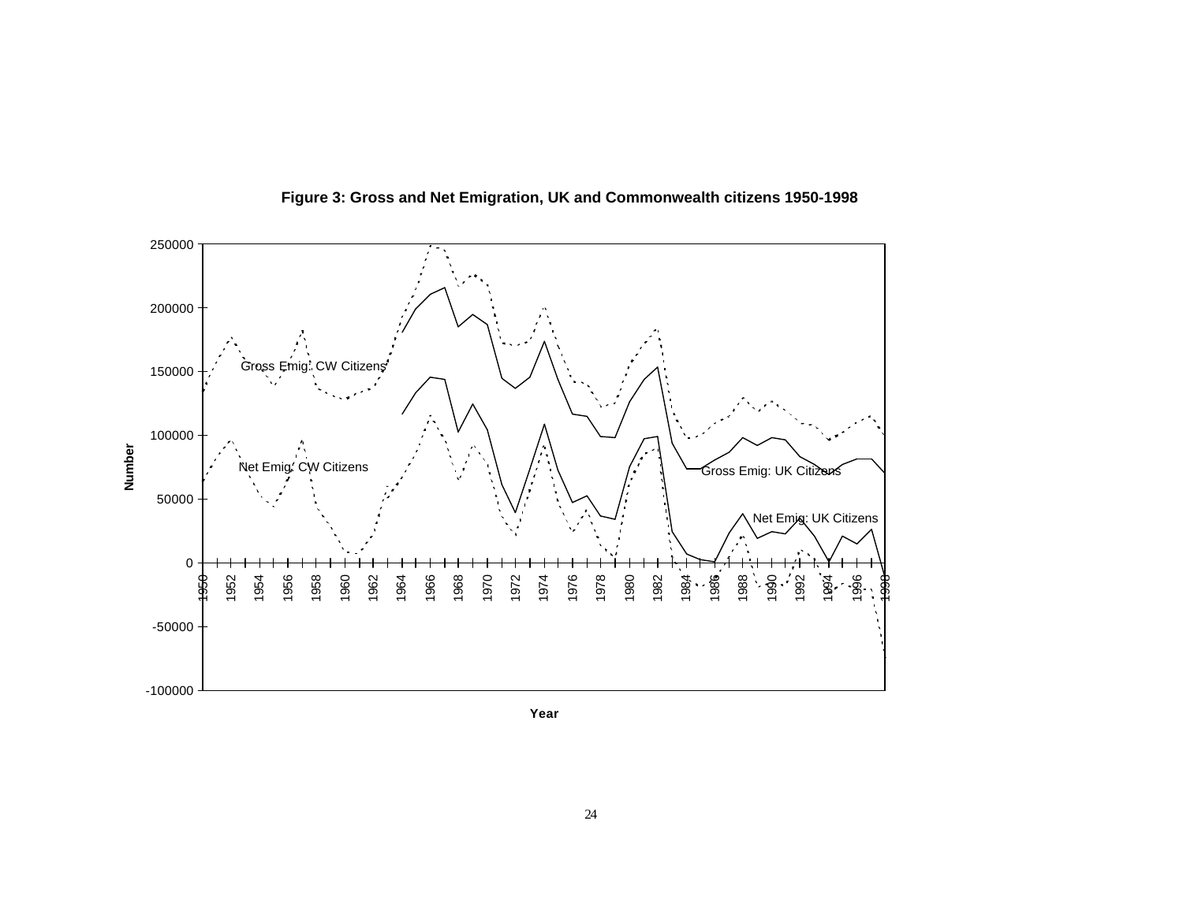**Figure 3: Gross and Net Emigration, UK and Commonwealth citizens 1950-1998**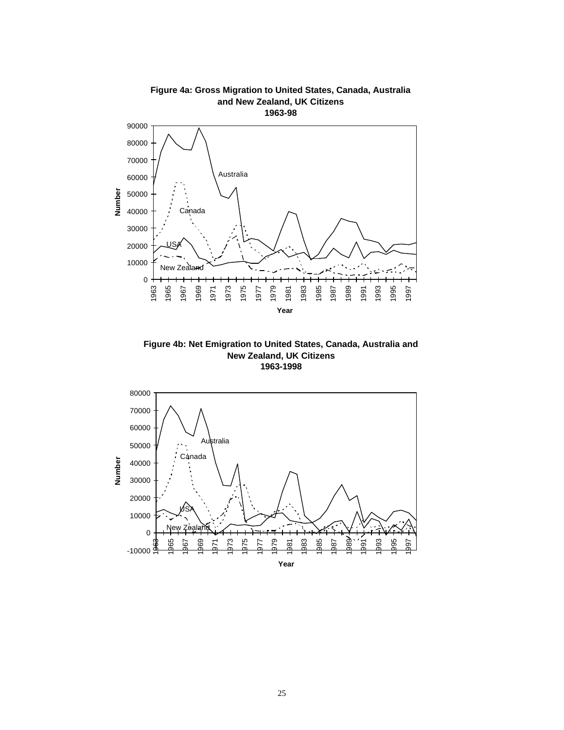**Figure 4a: Gross Migration to United States, Canada, Australia and New Zealand, UK Citizens 1963-98**

**Figure 4b: Net Emigration to United States, Canada, Australia and New Zealand, UK Citizens 1963-1998**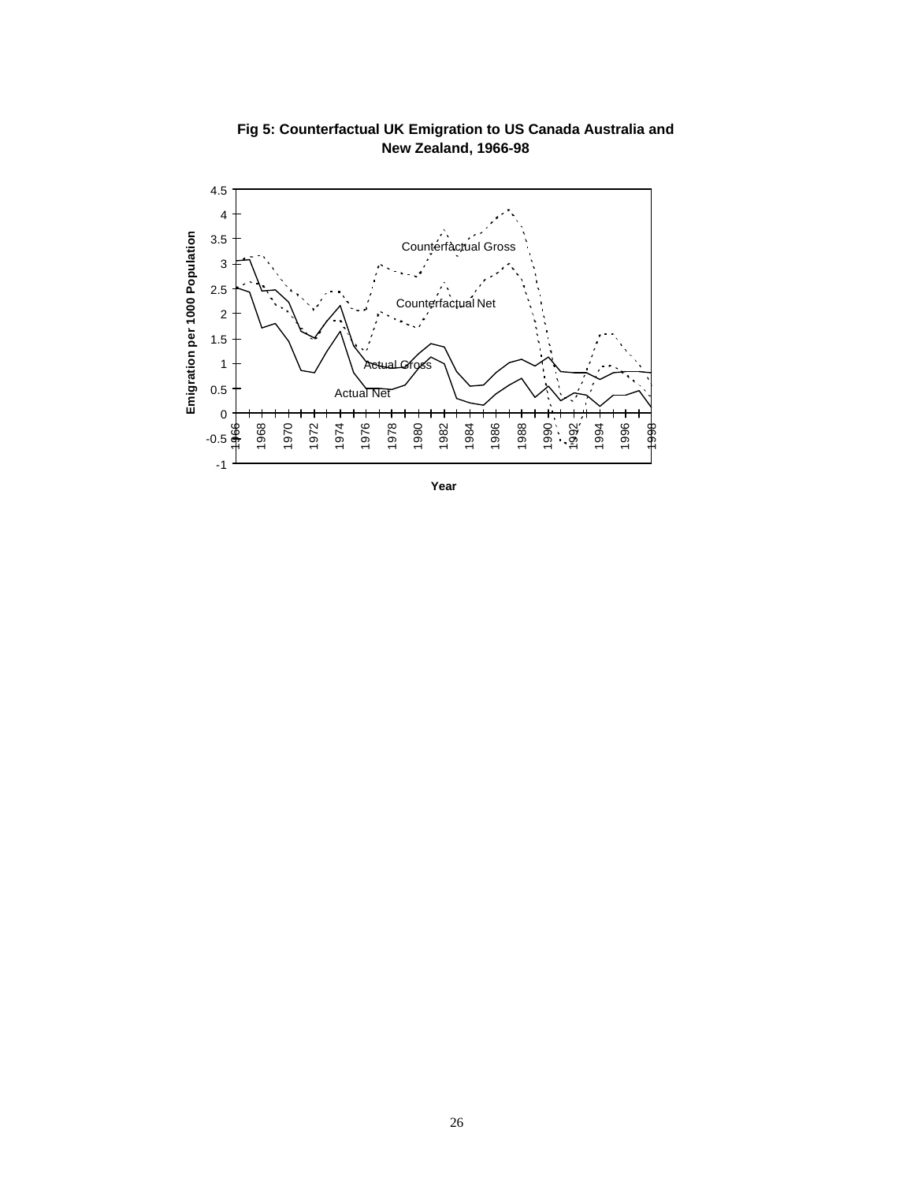**Fig 5: Counterfactual UK Emigration to US Canada Australia and New Zealand, 1966-98**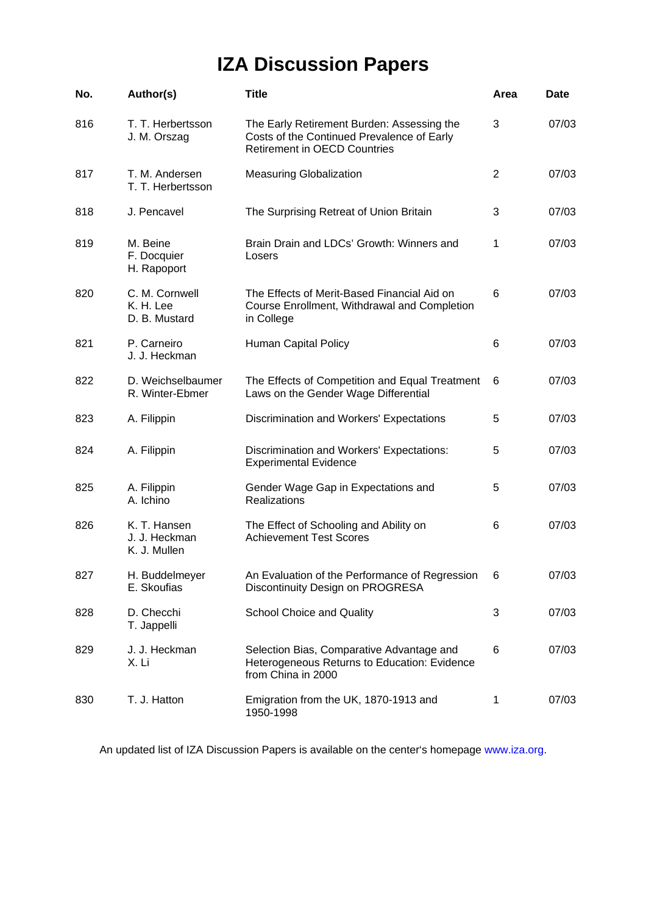# IZA Discussion Papers

| No. | Author(s) | Title | Area | Date |
|---|---|---|---|---|
| 816 | T. T. Herbertsson<br>J. M. Orszag | The Early Retirement Burden: Assessing the Costs of the Continued Prevalence of Early Retirement in OECD Countries | 3 | 07/03 |
| 817 | T. M. Andersen<br>T. T. Herbertsson | Measuring Globalization | 2 | 07/03 |
| 818 | J. Pencavel | The Surprising Retreat of Union Britain | 3 | 07/03 |
| 819 | M. Beine<br>F. Docquier<br>H. Rapoport | Brain Drain and LDCs' Growth: Winners and Losers | 1 | 07/03 |
| 820 | C. M. Cornwell<br>K. H. Lee<br>D. B. Mustard | The Effects of Merit-Based Financial Aid on Course Enrollment, Withdrawal and Completion in College | 6 | 07/03 |
| 821 | P. Carneiro<br>J. J. Heckman | Human Capital Policy | 6 | 07/03 |
| 822 | D. Weichselbaumer<br>R. Winter-Ebmer | The Effects of Competition and Equal Treatment Laws on the Gender Wage Differential | 6 | 07/03 |
| 823 | A. Filippin | Discrimination and Workers' Expectations | 5 | 07/03 |
| 824 | A. Filippin | Discrimination and Workers' Expectations: Experimental Evidence | 5 | 07/03 |
| 825 | A. Filippin<br>A. Ichino | Gender Wage Gap in Expectations and Realizations | 5 | 07/03 |
| 826 | K. T. Hansen<br>J. J. Heckman<br>K. J. Mullen | The Effect of Schooling and Ability on Achievement Test Scores | 6 | 07/03 |
| 827 | H. Buddelmeyer<br>E. Skoufias | An Evaluation of the Performance of Regression Discontinuity Design on PROGRESA | 6 | 07/03 |
| 828 | D. Checchi<br>T. Jappelli | School Choice and Quality | 3 | 07/03 |
| 829 | J. J. Heckman<br>X. Li | Selection Bias, Comparative Advantage and Heterogeneous Returns to Education: Evidence from China in 2000 | 6 | 07/03 |
| 830 | T. J. Hatton | Emigration from the UK, 1870-1913 and 1950-1998 | 1 | 07/03 |

An updated list of IZA Discussion Papers is available on the center's homepage www.iza.org.